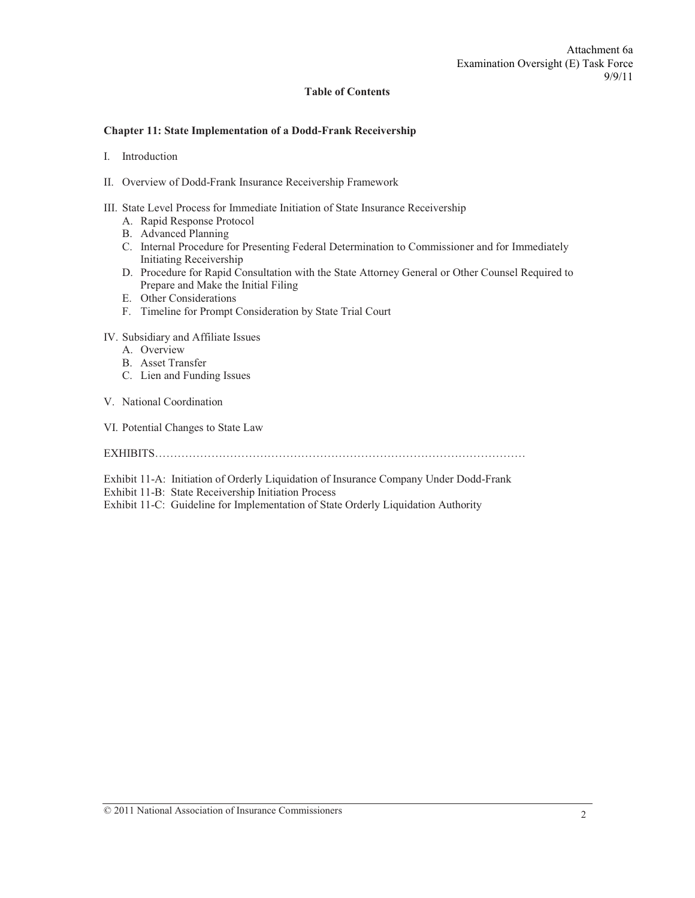Attachment 6a
Examination Oversight (E) Task Force
9/9/11

**Table of Contents**

**Chapter 11: State Implementation of a Dodd-Frank Receivership**

I. Introduction

II. Overview of Dodd-Frank Insurance Receivership Framework

III. State Level Process for Immediate Initiation of State Insurance Receivership
   A. Rapid Response Protocol
   B. Advanced Planning
   C. Internal Procedure for Presenting Federal Determination to Commissioner and for Immediately Initiating Receivership
   D. Procedure for Rapid Consultation with the State Attorney General or Other Counsel Required to Prepare and Make the Initial Filing
   E. Other Considerations
   F. Timeline for Prompt Consideration by State Trial Court

IV. Subsidiary and Affiliate Issues
   A. Overview
   B. Asset Transfer
   C. Lien and Funding Issues

V. National Coordination

VI. Potential Changes to State Law

EXHIBITS……………………………………………………………………………………

Exhibit 11-A: Initiation of Orderly Liquidation of Insurance Company Under Dodd-Frank
Exhibit 11-B: State Receivership Initiation Process
Exhibit 11-C: Guideline for Implementation of State Orderly Liquidation Authority

© 2011 National Association of Insurance Commissioners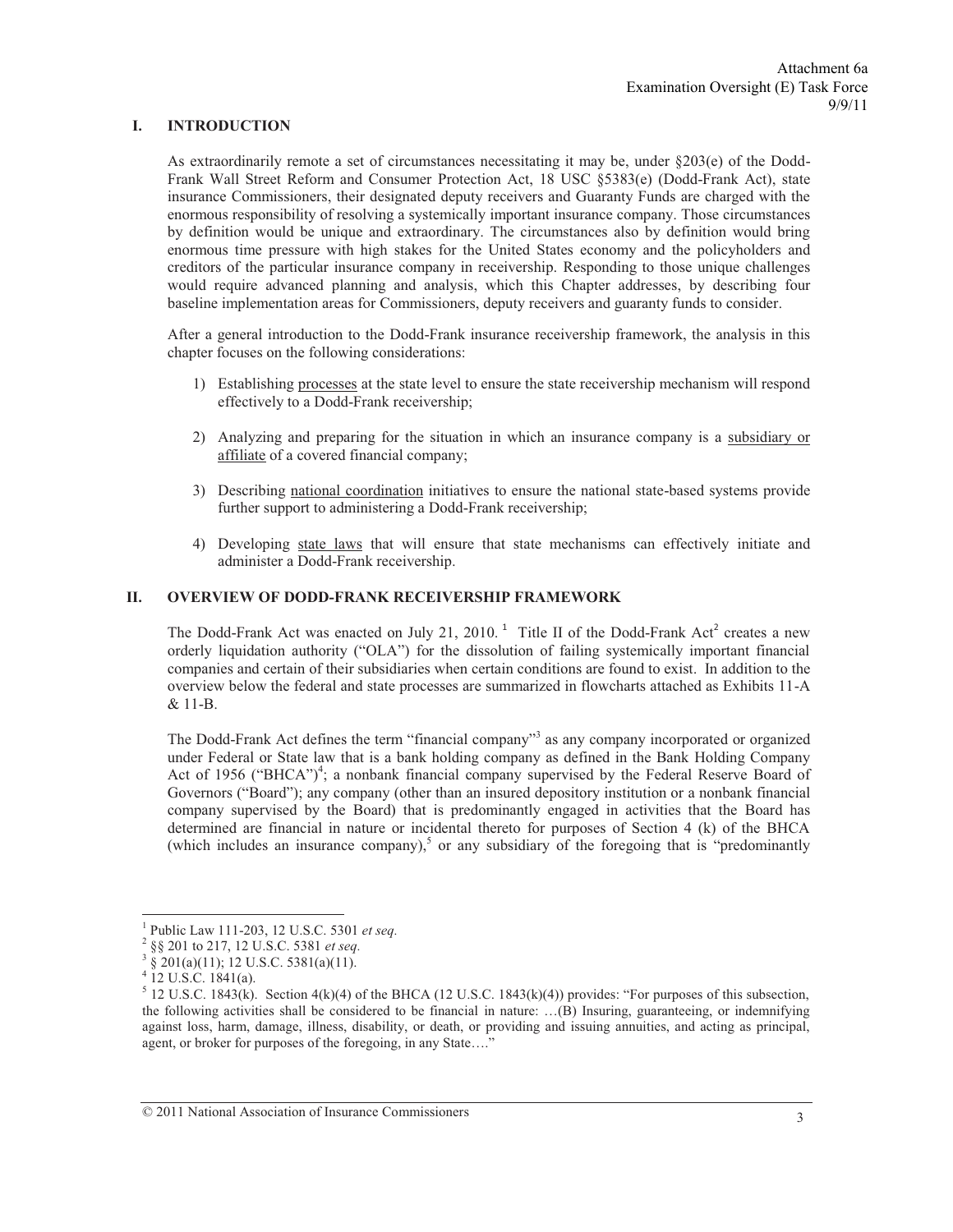## I. INTRODUCTION

As extraordinarily remote a set of circumstances necessitating it may be, under §203(e) of the Dodd-Frank Wall Street Reform and Consumer Protection Act, 18 USC §5383(e) (Dodd-Frank Act), state insurance Commissioners, their designated deputy receivers and Guaranty Funds are charged with the enormous responsibility of resolving a systemically important insurance company. Those circumstances by definition would be unique and extraordinary. The circumstances also by definition would bring enormous time pressure with high stakes for the United States economy and the policyholders and creditors of the particular insurance company in receivership. Responding to those unique challenges would require advanced planning and analysis, which this Chapter addresses, by describing four baseline implementation areas for Commissioners, deputy receivers and guaranty funds to consider.

After a general introduction to the Dodd-Frank insurance receivership framework, the analysis in this chapter focuses on the following considerations:

1) Establishing processes at the state level to ensure the state receivership mechanism will respond effectively to a Dodd-Frank receivership;
2) Analyzing and preparing for the situation in which an insurance company is a subsidiary or affiliate of a covered financial company;
3) Describing national coordination initiatives to ensure the national state-based systems provide further support to administering a Dodd-Frank receivership;
4) Developing state laws that will ensure that state mechanisms can effectively initiate and administer a Dodd-Frank receivership.

## II. OVERVIEW OF DODD-FRANK RECEIVERSHIP FRAMEWORK

The Dodd-Frank Act was enacted on July 21, 2010. [1] Title II of the Dodd-Frank Act[2] creates a new orderly liquidation authority ("OLA") for the dissolution of failing systemically important financial companies and certain of their subsidiaries when certain conditions are found to exist. In addition to the overview below the federal and state processes are summarized in flowcharts attached as Exhibits 11-A & 11-B.

The Dodd-Frank Act defines the term "financial company"[3] as any company incorporated or organized under Federal or State law that is a bank holding company as defined in the Bank Holding Company Act of 1956 ("BHCA")[4]; a nonbank financial company supervised by the Federal Reserve Board of Governors ("Board"); any company (other than an insured depository institution or a nonbank financial company supervised by the Board) that is predominantly engaged in activities that the Board has determined are financial in nature or incidental thereto for purposes of Section 4 (k) of the BHCA (which includes an insurance company),[5] or any subsidiary of the foregoing that is "predominantly

---

[1] Public Law 111-203, 12 U.S.C. 5301 *et seq.*

[2] §§ 201 to 217, 12 U.S.C. 5381 *et seq.*

[3] § 201(a)(11); 12 U.S.C. 5381(a)(11).

[4] 12 U.S.C. 1841(a).

[5] 12 U.S.C. 1843(k). Section 4(k)(4) of the BHCA (12 U.S.C. 1843(k)(4)) provides: "For purposes of this subsection, the following activities shall be considered to be financial in nature: …(B) Insuring, guaranteeing, or indemnifying against loss, harm, damage, illness, disability, or death, or providing and issuing annuities, and acting as principal, agent, or broker for purposes of the foregoing, in any State…."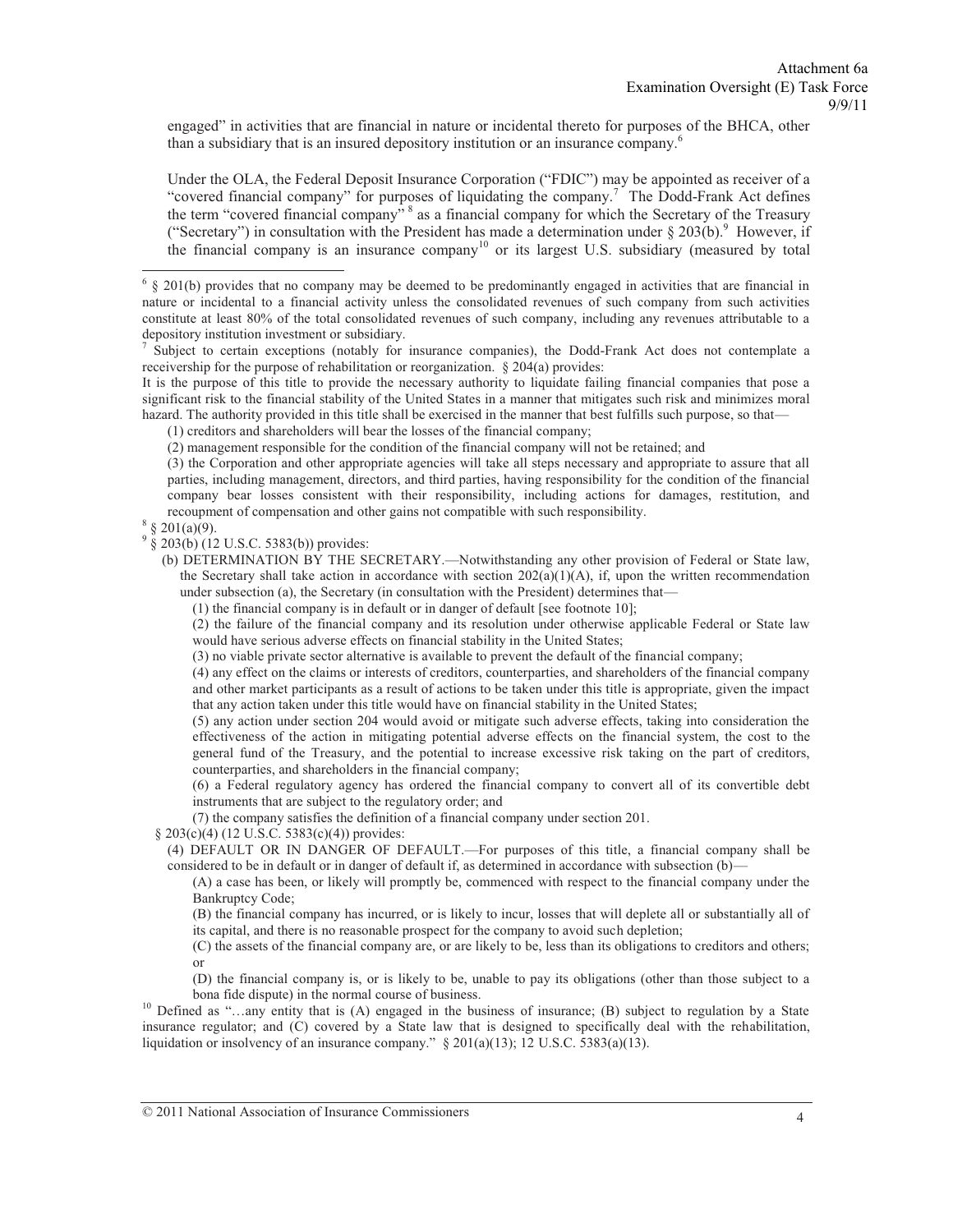engaged" in activities that are financial in nature or incidental thereto for purposes of the BHCA, other than a subsidiary that is an insured depository institution or an insurance company.[6]

Under the OLA, the Federal Deposit Insurance Corporation ("FDIC") may be appointed as receiver of a "covered financial company" for purposes of liquidating the company.[7] The Dodd-Frank Act defines the term "covered financial company"[8] as a financial company for which the Secretary of the Treasury ("Secretary") in consultation with the President has made a determination under § 203(b).[9] However, if the financial company is an insurance company[10] or its largest U.S. subsidiary (measured by total

---

[6] § 201(b) provides that no company may be deemed to be predominantly engaged in activities that are financial in nature or incidental to a financial activity unless the consolidated revenues of such company from such activities constitute at least 80% of the total consolidated revenues of such company, including any revenues attributable to a depository institution investment or subsidiary.

[7] Subject to certain exceptions (notably for insurance companies), the Dodd-Frank Act does not contemplate a receivership for the purpose of rehabilitation or reorganization. § 204(a) provides:

It is the purpose of this title to provide the necessary authority to liquidate failing financial companies that pose a significant risk to the financial stability of the United States in a manner that mitigates such risk and minimizes moral hazard. The authority provided in this title shall be exercised in the manner that best fulfills such purpose, so that—

> (1) creditors and shareholders will bear the losses of the financial company;
>
> (2) management responsible for the condition of the financial company will not be retained; and
>
> (3) the Corporation and other appropriate agencies will take all steps necessary and appropriate to assure that all parties, including management, directors, and third parties, having responsibility for the condition of the financial company bear losses consistent with their responsibility, including actions for damages, restitution, and recoupment of compensation and other gains not compatible with such responsibility.

[8] § 201(a)(9).

[9] § 203(b) (12 U.S.C. 5383(b)) provides:

> (b) DETERMINATION BY THE SECRETARY.—Notwithstanding any other provision of Federal or State law, the Secretary shall take action in accordance with section 202(a)(1)(A), if, upon the written recommendation under subsection (a), the Secretary (in consultation with the President) determines that—
>
> (1) the financial company is in default or in danger of default [see footnote 10];
>
> (2) the failure of the financial company and its resolution under otherwise applicable Federal or State law would have serious adverse effects on financial stability in the United States;
>
> (3) no viable private sector alternative is available to prevent the default of the financial company;
>
> (4) any effect on the claims or interests of creditors, counterparties, and shareholders of the financial company and other market participants as a result of actions to be taken under this title is appropriate, given the impact that any action taken under this title would have on financial stability in the United States;
>
> (5) any action under section 204 would avoid or mitigate such adverse effects, taking into consideration the effectiveness of the action in mitigating potential adverse effects on the financial system, the cost to the general fund of the Treasury, and the potential to increase excessive risk taking on the part of creditors, counterparties, and shareholders in the financial company;
>
> (6) a Federal regulatory agency has ordered the financial company to convert all of its convertible debt instruments that are subject to the regulatory order; and
>
> (7) the company satisfies the definition of a financial company under section 201.

§ 203(c)(4) (12 U.S.C. 5383(c)(4)) provides:

> (4) DEFAULT OR IN DANGER OF DEFAULT.—For purposes of this title, a financial company shall be considered to be in default or in danger of default if, as determined in accordance with subsection (b)—
>
> (A) a case has been, or likely will promptly be, commenced with respect to the financial company under the Bankruptcy Code;
>
> (B) the financial company has incurred, or is likely to incur, losses that will deplete all or substantially all of its capital, and there is no reasonable prospect for the company to avoid such depletion;
>
> (C) the assets of the financial company are, or are likely to be, less than its obligations to creditors and others; or
>
> (D) the financial company is, or is likely to be, unable to pay its obligations (other than those subject to a bona fide dispute) in the normal course of business.

[10] Defined as "…any entity that is (A) engaged in the business of insurance; (B) subject to regulation by a State insurance regulator; and (C) covered by a State law that is designed to specifically deal with the rehabilitation, liquidation or insolvency of an insurance company." § 201(a)(13); 12 U.S.C. 5383(a)(13).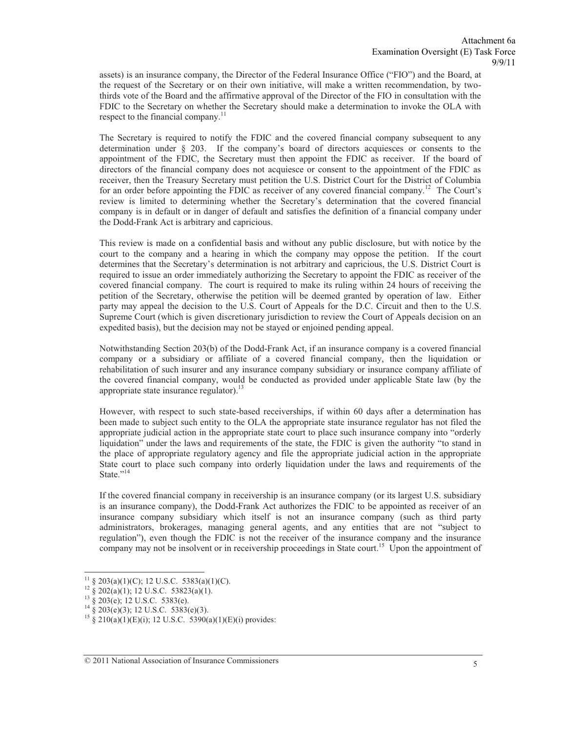assets) is an insurance company, the Director of the Federal Insurance Office ("FIO") and the Board, at the request of the Secretary or on their own initiative, will make a written recommendation, by two-thirds vote of the Board and the affirmative approval of the Director of the FIO in consultation with the FDIC to the Secretary on whether the Secretary should make a determination to invoke the OLA with respect to the financial company.[11]

The Secretary is required to notify the FDIC and the covered financial company subsequent to any determination under § 203. If the company's board of directors acquiesces or consents to the appointment of the FDIC, the Secretary must then appoint the FDIC as receiver. If the board of directors of the financial company does not acquiesce or consent to the appointment of the FDIC as receiver, then the Treasury Secretary must petition the U.S. District Court for the District of Columbia for an order before appointing the FDIC as receiver of any covered financial company.[12] The Court's review is limited to determining whether the Secretary's determination that the covered financial company is in default or in danger of default and satisfies the definition of a financial company under the Dodd-Frank Act is arbitrary and capricious.

This review is made on a confidential basis and without any public disclosure, but with notice by the court to the company and a hearing in which the company may oppose the petition. If the court determines that the Secretary's determination is not arbitrary and capricious, the U.S. District Court is required to issue an order immediately authorizing the Secretary to appoint the FDIC as receiver of the covered financial company. The court is required to make its ruling within 24 hours of receiving the petition of the Secretary, otherwise the petition will be deemed granted by operation of law. Either party may appeal the decision to the U.S. Court of Appeals for the D.C. Circuit and then to the U.S. Supreme Court (which is given discretionary jurisdiction to review the Court of Appeals decision on an expedited basis), but the decision may not be stayed or enjoined pending appeal.

Notwithstanding Section 203(b) of the Dodd-Frank Act, if an insurance company is a covered financial company or a subsidiary or affiliate of a covered financial company, then the liquidation or rehabilitation of such insurer and any insurance company subsidiary or insurance company affiliate of the covered financial company, would be conducted as provided under applicable State law (by the appropriate state insurance regulator).[13]

However, with respect to such state-based receiverships, if within 60 days after a determination has been made to subject such entity to the OLA the appropriate state insurance regulator has not filed the appropriate judicial action in the appropriate state court to place such insurance company into "orderly liquidation" under the laws and requirements of the state, the FDIC is given the authority "to stand in the place of appropriate regulatory agency and file the appropriate judicial action in the appropriate State court to place such company into orderly liquidation under the laws and requirements of the State."[14]

If the covered financial company in receivership is an insurance company (or its largest U.S. subsidiary is an insurance company), the Dodd-Frank Act authorizes the FDIC to be appointed as receiver of an insurance company subsidiary which itself is not an insurance company (such as third party administrators, brokerages, managing general agents, and any entities that are not "subject to regulation"), even though the FDIC is not the receiver of the insurance company and the insurance company may not be insolvent or in receivership proceedings in State court.[15] Upon the appointment of

---

[11] § 203(a)(1)(C); 12 U.S.C. 5383(a)(1)(C).

[12] § 202(a)(1); 12 U.S.C. 53823(a)(1).

[13] § 203(e); 12 U.S.C. 5383(e).

[14] § 203(e)(3); 12 U.S.C. 5383(e)(3).

[15] § 210(a)(1)(E)(i); 12 U.S.C. 5390(a)(1)(E)(i) provides: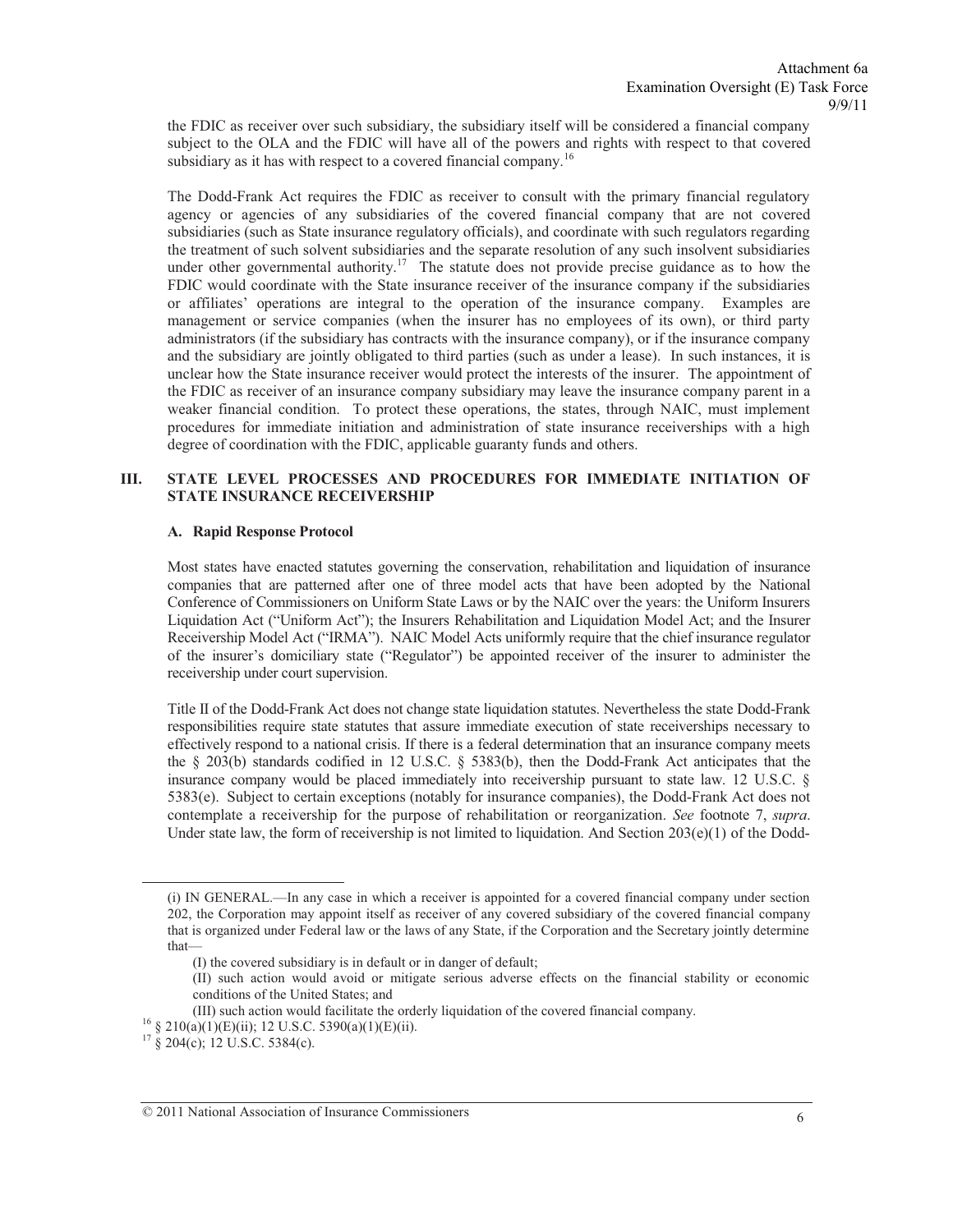the FDIC as receiver over such subsidiary, the subsidiary itself will be considered a financial company subject to the OLA and the FDIC will have all of the powers and rights with respect to that covered subsidiary as it has with respect to a covered financial company.[16]

The Dodd-Frank Act requires the FDIC as receiver to consult with the primary financial regulatory agency or agencies of any subsidiaries of the covered financial company that are not covered subsidiaries (such as State insurance regulatory officials), and coordinate with such regulators regarding the treatment of such solvent subsidiaries and the separate resolution of any such insolvent subsidiaries under other governmental authority.[17] The statute does not provide precise guidance as to how the FDIC would coordinate with the State insurance receiver of the insurance company if the subsidiaries or affiliates' operations are integral to the operation of the insurance company. Examples are management or service companies (when the insurer has no employees of its own), or third party administrators (if the subsidiary has contracts with the insurance company), or if the insurance company and the subsidiary are jointly obligated to third parties (such as under a lease). In such instances, it is unclear how the State insurance receiver would protect the interests of the insurer. The appointment of the FDIC as receiver of an insurance company subsidiary may leave the insurance company parent in a weaker financial condition. To protect these operations, the states, through NAIC, must implement procedures for immediate initiation and administration of state insurance receiverships with a high degree of coordination with the FDIC, applicable guaranty funds and others.

## III. STATE LEVEL PROCESSES AND PROCEDURES FOR IMMEDIATE INITIATION OF STATE INSURANCE RECEIVERSHIP

### A. Rapid Response Protocol

Most states have enacted statutes governing the conservation, rehabilitation and liquidation of insurance companies that are patterned after one of three model acts that have been adopted by the National Conference of Commissioners on Uniform State Laws or by the NAIC over the years: the Uniform Insurers Liquidation Act ("Uniform Act"); the Insurers Rehabilitation and Liquidation Model Act; and the Insurer Receivership Model Act ("IRMA"). NAIC Model Acts uniformly require that the chief insurance regulator of the insurer's domiciliary state ("Regulator") be appointed receiver of the insurer to administer the receivership under court supervision.

Title II of the Dodd-Frank Act does not change state liquidation statutes. Nevertheless the state Dodd-Frank responsibilities require state statutes that assure immediate execution of state receiverships necessary to effectively respond to a national crisis. If there is a federal determination that an insurance company meets the § 203(b) standards codified in 12 U.S.C. § 5383(b), then the Dodd-Frank Act anticipates that the insurance company would be placed immediately into receivership pursuant to state law. 12 U.S.C. § 5383(e). Subject to certain exceptions (notably for insurance companies), the Dodd-Frank Act does not contemplate a receivership for the purpose of rehabilitation or reorganization. *See* footnote 7, *supra*. Under state law, the form of receivership is not limited to liquidation. And Section 203(e)(1) of the Dodd-

---

(i) IN GENERAL.—In any case in which a receiver is appointed for a covered financial company under section 202, the Corporation may appoint itself as receiver of any covered subsidiary of the covered financial company that is organized under Federal law or the laws of any State, if the Corporation and the Secretary jointly determine that—

(I) the covered subsidiary is in default or in danger of default;

(II) such action would avoid or mitigate serious adverse effects on the financial stability or economic conditions of the United States; and

(III) such action would facilitate the orderly liquidation of the covered financial company.

[16] § 210(a)(1)(E)(ii); 12 U.S.C. 5390(a)(1)(E)(ii).

[17] § 204(c); 12 U.S.C. 5384(c).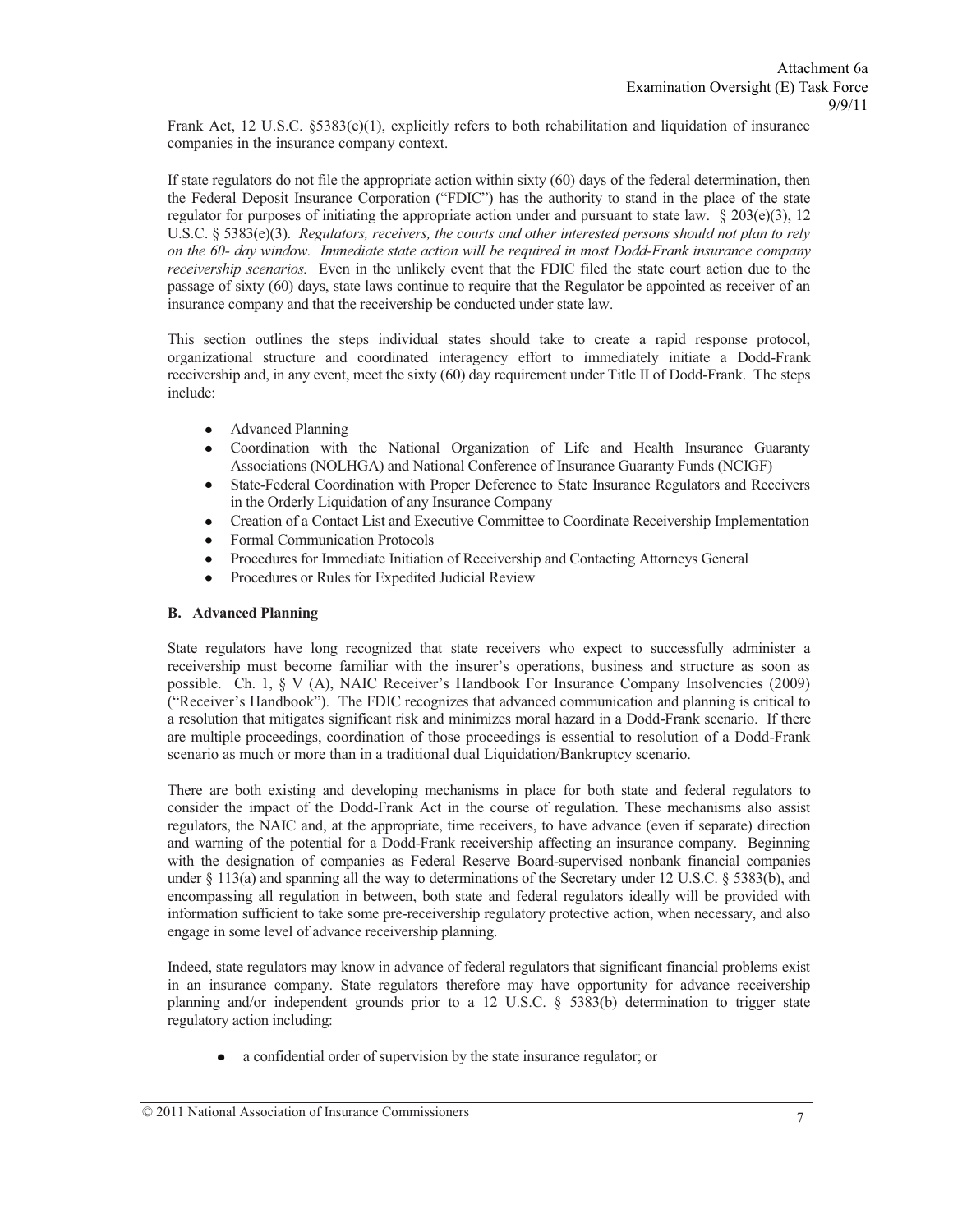Frank Act, 12 U.S.C. §5383(e)(1), explicitly refers to both rehabilitation and liquidation of insurance companies in the insurance company context.

If state regulators do not file the appropriate action within sixty (60) days of the federal determination, then the Federal Deposit Insurance Corporation ("FDIC") has the authority to stand in the place of the state regulator for purposes of initiating the appropriate action under and pursuant to state law. § 203(e)(3), 12 U.S.C. § 5383(e)(3). *Regulators, receivers, the courts and other interested persons should not plan to rely on the 60- day window. Immediate state action will be required in most Dodd-Frank insurance company receivership scenarios.* Even in the unlikely event that the FDIC filed the state court action due to the passage of sixty (60) days, state laws continue to require that the Regulator be appointed as receiver of an insurance company and that the receivership be conducted under state law.

This section outlines the steps individual states should take to create a rapid response protocol, organizational structure and coordinated interagency effort to immediately initiate a Dodd-Frank receivership and, in any event, meet the sixty (60) day requirement under Title II of Dodd-Frank. The steps include:

- Advanced Planning
- Coordination with the National Organization of Life and Health Insurance Guaranty Associations (NOLHGA) and National Conference of Insurance Guaranty Funds (NCIGF)
- State-Federal Coordination with Proper Deference to State Insurance Regulators and Receivers in the Orderly Liquidation of any Insurance Company
- Creation of a Contact List and Executive Committee to Coordinate Receivership Implementation
- Formal Communication Protocols
- Procedures for Immediate Initiation of Receivership and Contacting Attorneys General
- Procedures or Rules for Expedited Judicial Review

### B. Advanced Planning

State regulators have long recognized that state receivers who expect to successfully administer a receivership must become familiar with the insurer's operations, business and structure as soon as possible. Ch. 1, § V (A), NAIC Receiver's Handbook For Insurance Company Insolvencies (2009) ("Receiver's Handbook"). The FDIC recognizes that advanced communication and planning is critical to a resolution that mitigates significant risk and minimizes moral hazard in a Dodd-Frank scenario. If there are multiple proceedings, coordination of those proceedings is essential to resolution of a Dodd-Frank scenario as much or more than in a traditional dual Liquidation/Bankruptcy scenario.

There are both existing and developing mechanisms in place for both state and federal regulators to consider the impact of the Dodd-Frank Act in the course of regulation. These mechanisms also assist regulators, the NAIC and, at the appropriate, time receivers, to have advance (even if separate) direction and warning of the potential for a Dodd-Frank receivership affecting an insurance company. Beginning with the designation of companies as Federal Reserve Board-supervised nonbank financial companies under § 113(a) and spanning all the way to determinations of the Secretary under 12 U.S.C. § 5383(b), and encompassing all regulation in between, both state and federal regulators ideally will be provided with information sufficient to take some pre-receivership regulatory protective action, when necessary, and also engage in some level of advance receivership planning.

Indeed, state regulators may know in advance of federal regulators that significant financial problems exist in an insurance company. State regulators therefore may have opportunity for advance receivership planning and/or independent grounds prior to a 12 U.S.C. § 5383(b) determination to trigger state regulatory action including:

- a confidential order of supervision by the state insurance regulator; or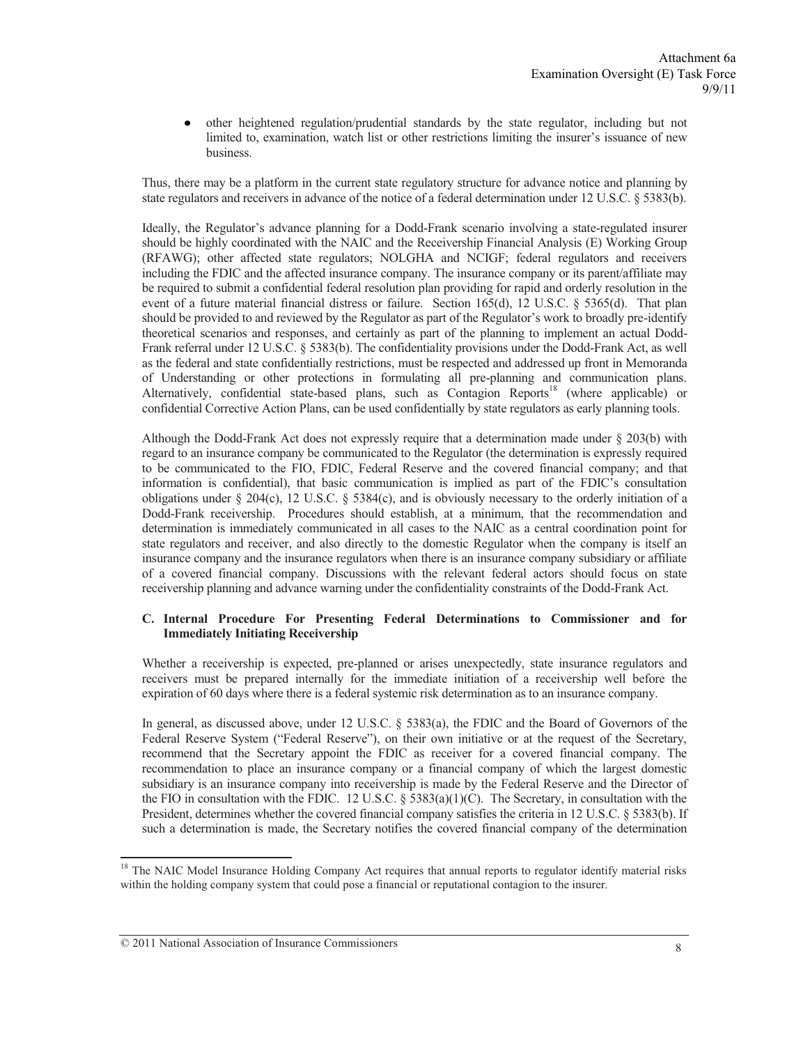- other heightened regulation/prudential standards by the state regulator, including but not limited to, examination, watch list or other restrictions limiting the insurer's issuance of new business.

Thus, there may be a platform in the current state regulatory structure for advance notice and planning by state regulators and receivers in advance of the notice of a federal determination under 12 U.S.C. § 5383(b).

Ideally, the Regulator's advance planning for a Dodd-Frank scenario involving a state-regulated insurer should be highly coordinated with the NAIC and the Receivership Financial Analysis (E) Working Group (RFAWG); other affected state regulators; NOLGHA and NCIGF; federal regulators and receivers including the FDIC and the affected insurance company. The insurance company or its parent/affiliate may be required to submit a confidential federal resolution plan providing for rapid and orderly resolution in the event of a future material financial distress or failure. Section 165(d), 12 U.S.C. § 5365(d). That plan should be provided to and reviewed by the Regulator as part of the Regulator's work to broadly pre-identify theoretical scenarios and responses, and certainly as part of the planning to implement an actual Dodd-Frank referral under 12 U.S.C. § 5383(b). The confidentiality provisions under the Dodd-Frank Act, as well as the federal and state confidentially restrictions, must be respected and addressed up front in Memoranda of Understanding or other protections in formulating all pre-planning and communication plans. Alternatively, confidential state-based plans, such as Contagion Reports[18] (where applicable) or confidential Corrective Action Plans, can be used confidentially by state regulators as early planning tools.

Although the Dodd-Frank Act does not expressly require that a determination made under § 203(b) with regard to an insurance company be communicated to the Regulator (the determination is expressly required to be communicated to the FIO, FDIC, Federal Reserve and the covered financial company; and that information is confidential), that basic communication is implied as part of the FDIC's consultation obligations under § 204(c), 12 U.S.C. § 5384(c), and is obviously necessary to the orderly initiation of a Dodd-Frank receivership. Procedures should establish, at a minimum, that the recommendation and determination is immediately communicated in all cases to the NAIC as a central coordination point for state regulators and receiver, and also directly to the domestic Regulator when the company is itself an insurance company and the insurance regulators when there is an insurance company subsidiary or affiliate of a covered financial company. Discussions with the relevant federal actors should focus on state receivership planning and advance warning under the confidentiality constraints of the Dodd-Frank Act.

### C. Internal Procedure For Presenting Federal Determinations to Commissioner and for Immediately Initiating Receivership

Whether a receivership is expected, pre-planned or arises unexpectedly, state insurance regulators and receivers must be prepared internally for the immediate initiation of a receivership well before the expiration of 60 days where there is a federal systemic risk determination as to an insurance company.

In general, as discussed above, under 12 U.S.C. § 5383(a), the FDIC and the Board of Governors of the Federal Reserve System ("Federal Reserve"), on their own initiative or at the request of the Secretary, recommend that the Secretary appoint the FDIC as receiver for a covered financial company. The recommendation to place an insurance company or a financial company of which the largest domestic subsidiary is an insurance company into receivership is made by the Federal Reserve and the Director of the FIO in consultation with the FDIC. 12 U.S.C. § 5383(a)(1)(C). The Secretary, in consultation with the President, determines whether the covered financial company satisfies the criteria in 12 U.S.C. § 5383(b). If such a determination is made, the Secretary notifies the covered financial company of the determination

[18] The NAIC Model Insurance Holding Company Act requires that annual reports to regulator identify material risks within the holding company system that could pose a financial or reputational contagion to the insurer.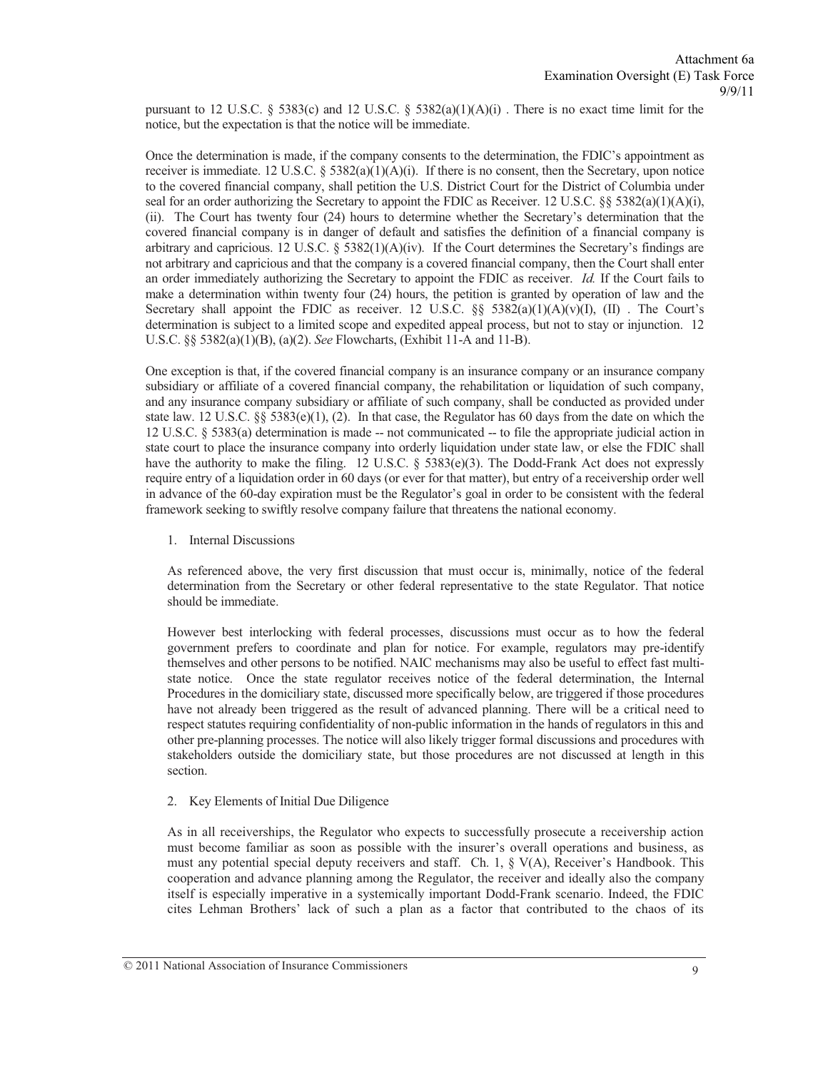pursuant to 12 U.S.C. § 5383(c) and 12 U.S.C. § 5382(a)(1)(A)(i) . There is no exact time limit for the notice, but the expectation is that the notice will be immediate.

Once the determination is made, if the company consents to the determination, the FDIC's appointment as receiver is immediate. 12 U.S.C. § 5382(a)(1)(A)(i). If there is no consent, then the Secretary, upon notice to the covered financial company, shall petition the U.S. District Court for the District of Columbia under seal for an order authorizing the Secretary to appoint the FDIC as Receiver. 12 U.S.C. §§ 5382(a)(1)(A)(i), (ii). The Court has twenty four (24) hours to determine whether the Secretary's determination that the covered financial company is in danger of default and satisfies the definition of a financial company is arbitrary and capricious. 12 U.S.C. § 5382(1)(A)(iv). If the Court determines the Secretary's findings are not arbitrary and capricious and that the company is a covered financial company, then the Court shall enter an order immediately authorizing the Secretary to appoint the FDIC as receiver. *Id.* If the Court fails to make a determination within twenty four (24) hours, the petition is granted by operation of law and the Secretary shall appoint the FDIC as receiver. 12 U.S.C. §§ 5382(a)(1)(A)(v)(I), (II) . The Court's determination is subject to a limited scope and expedited appeal process, but not to stay or injunction. 12 U.S.C. §§ 5382(a)(1)(B), (a)(2). *See* Flowcharts, (Exhibit 11-A and 11-B).

One exception is that, if the covered financial company is an insurance company or an insurance company subsidiary or affiliate of a covered financial company, the rehabilitation or liquidation of such company, and any insurance company subsidiary or affiliate of such company, shall be conducted as provided under state law. 12 U.S.C. §§ 5383(e)(1), (2). In that case, the Regulator has 60 days from the date on which the 12 U.S.C. § 5383(a) determination is made -- not communicated -- to file the appropriate judicial action in state court to place the insurance company into orderly liquidation under state law, or else the FDIC shall have the authority to make the filing. 12 U.S.C. § 5383(e)(3). The Dodd-Frank Act does not expressly require entry of a liquidation order in 60 days (or ever for that matter), but entry of a receivership order well in advance of the 60-day expiration must be the Regulator's goal in order to be consistent with the federal framework seeking to swiftly resolve company failure that threatens the national economy.

1. Internal Discussions

As referenced above, the very first discussion that must occur is, minimally, notice of the federal determination from the Secretary or other federal representative to the state Regulator. That notice should be immediate.

However best interlocking with federal processes, discussions must occur as to how the federal government prefers to coordinate and plan for notice. For example, regulators may pre-identify themselves and other persons to be notified. NAIC mechanisms may also be useful to effect fast multi-state notice. Once the state regulator receives notice of the federal determination, the Internal Procedures in the domiciliary state, discussed more specifically below, are triggered if those procedures have not already been triggered as the result of advanced planning. There will be a critical need to respect statutes requiring confidentiality of non-public information in the hands of regulators in this and other pre-planning processes. The notice will also likely trigger formal discussions and procedures with stakeholders outside the domiciliary state, but those procedures are not discussed at length in this section.

2. Key Elements of Initial Due Diligence

As in all receiverships, the Regulator who expects to successfully prosecute a receivership action must become familiar as soon as possible with the insurer's overall operations and business, as must any potential special deputy receivers and staff. Ch. 1, § V(A), Receiver's Handbook. This cooperation and advance planning among the Regulator, the receiver and ideally also the company itself is especially imperative in a systemically important Dodd-Frank scenario. Indeed, the FDIC cites Lehman Brothers' lack of such a plan as a factor that contributed to the chaos of its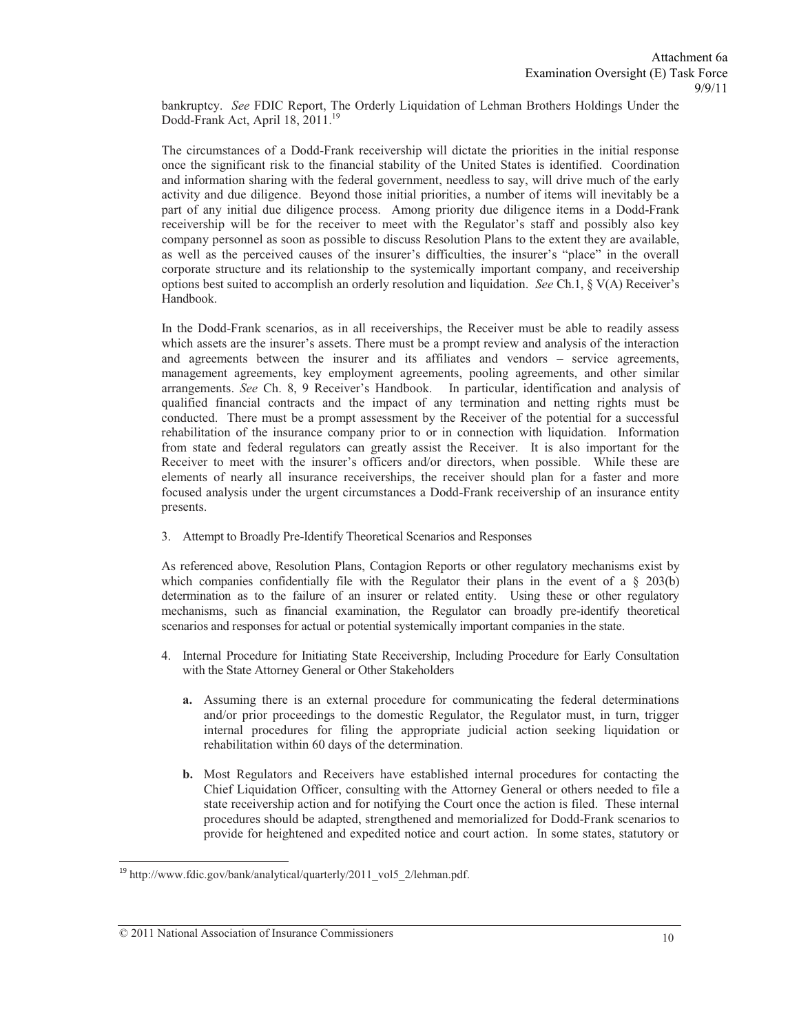bankruptcy. *See* FDIC Report, The Orderly Liquidation of Lehman Brothers Holdings Under the Dodd-Frank Act, April 18, 2011.[19]

The circumstances of a Dodd-Frank receivership will dictate the priorities in the initial response once the significant risk to the financial stability of the United States is identified. Coordination and information sharing with the federal government, needless to say, will drive much of the early activity and due diligence. Beyond those initial priorities, a number of items will inevitably be a part of any initial due diligence process. Among priority due diligence items in a Dodd-Frank receivership will be for the receiver to meet with the Regulator's staff and possibly also key company personnel as soon as possible to discuss Resolution Plans to the extent they are available, as well as the perceived causes of the insurer's difficulties, the insurer's "place" in the overall corporate structure and its relationship to the systemically important company, and receivership options best suited to accomplish an orderly resolution and liquidation. *See* Ch.1, § V(A) Receiver's Handbook.

In the Dodd-Frank scenarios, as in all receiverships, the Receiver must be able to readily assess which assets are the insurer's assets. There must be a prompt review and analysis of the interaction and agreements between the insurer and its affiliates and vendors – service agreements, management agreements, key employment agreements, pooling agreements, and other similar arrangements. *See* Ch. 8, 9 Receiver's Handbook. In particular, identification and analysis of qualified financial contracts and the impact of any termination and netting rights must be conducted. There must be a prompt assessment by the Receiver of the potential for a successful rehabilitation of the insurance company prior to or in connection with liquidation. Information from state and federal regulators can greatly assist the Receiver. It is also important for the Receiver to meet with the insurer's officers and/or directors, when possible. While these are elements of nearly all insurance receiverships, the receiver should plan for a faster and more focused analysis under the urgent circumstances a Dodd-Frank receivership of an insurance entity presents.

3. Attempt to Broadly Pre-Identify Theoretical Scenarios and Responses

As referenced above, Resolution Plans, Contagion Reports or other regulatory mechanisms exist by which companies confidentially file with the Regulator their plans in the event of a § 203(b) determination as to the failure of an insurer or related entity. Using these or other regulatory mechanisms, such as financial examination, the Regulator can broadly pre-identify theoretical scenarios and responses for actual or potential systemically important companies in the state.

4. Internal Procedure for Initiating State Receivership, Including Procedure for Early Consultation with the State Attorney General or Other Stakeholders

   **a.** Assuming there is an external procedure for communicating the federal determinations and/or prior proceedings to the domestic Regulator, the Regulator must, in turn, trigger internal procedures for filing the appropriate judicial action seeking liquidation or rehabilitation within 60 days of the determination.

   **b.** Most Regulators and Receivers have established internal procedures for contacting the Chief Liquidation Officer, consulting with the Attorney General or others needed to file a state receivership action and for notifying the Court once the action is filed. These internal procedures should be adapted, strengthened and memorialized for Dodd-Frank scenarios to provide for heightened and expedited notice and court action. In some states, statutory or

[19] http://www.fdic.gov/bank/analytical/quarterly/2011_vol5_2/lehman.pdf.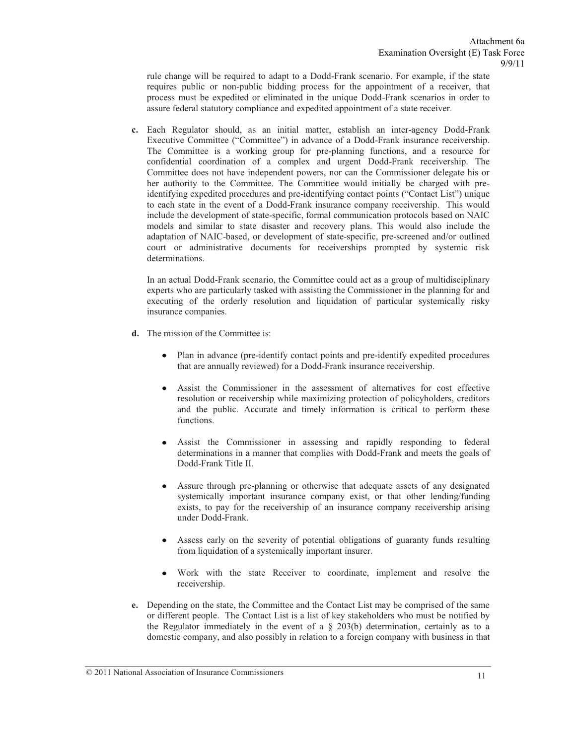rule change will be required to adapt to a Dodd-Frank scenario. For example, if the state requires public or non-public bidding process for the appointment of a receiver, that process must be expedited or eliminated in the unique Dodd-Frank scenarios in order to assure federal statutory compliance and expedited appointment of a state receiver.

**c.** Each Regulator should, as an initial matter, establish an inter-agency Dodd-Frank Executive Committee ("Committee") in advance of a Dodd-Frank insurance receivership. The Committee is a working group for pre-planning functions, and a resource for confidential coordination of a complex and urgent Dodd-Frank receivership. The Committee does not have independent powers, nor can the Commissioner delegate his or her authority to the Committee. The Committee would initially be charged with pre-identifying expedited procedures and pre-identifying contact points ("Contact List") unique to each state in the event of a Dodd-Frank insurance company receivership. This would include the development of state-specific, formal communication protocols based on NAIC models and similar to state disaster and recovery plans. This would also include the adaptation of NAIC-based, or development of state-specific, pre-screened and/or outlined court or administrative documents for receiverships prompted by systemic risk determinations.

In an actual Dodd-Frank scenario, the Committee could act as a group of multidisciplinary experts who are particularly tasked with assisting the Commissioner in the planning for and executing of the orderly resolution and liquidation of particular systemically risky insurance companies.

**d.** The mission of the Committee is:

- Plan in advance (pre-identify contact points and pre-identify expedited procedures that are annually reviewed) for a Dodd-Frank insurance receivership.
- Assist the Commissioner in the assessment of alternatives for cost effective resolution or receivership while maximizing protection of policyholders, creditors and the public. Accurate and timely information is critical to perform these functions.
- Assist the Commissioner in assessing and rapidly responding to federal determinations in a manner that complies with Dodd-Frank and meets the goals of Dodd-Frank Title II.
- Assure through pre-planning or otherwise that adequate assets of any designated systemically important insurance company exist, or that other lending/funding exists, to pay for the receivership of an insurance company receivership arising under Dodd-Frank.
- Assess early on the severity of potential obligations of guaranty funds resulting from liquidation of a systemically important insurer.
- Work with the state Receiver to coordinate, implement and resolve the receivership.

**e.** Depending on the state, the Committee and the Contact List may be comprised of the same or different people. The Contact List is a list of key stakeholders who must be notified by the Regulator immediately in the event of a § 203(b) determination, certainly as to a domestic company, and also possibly in relation to a foreign company with business in that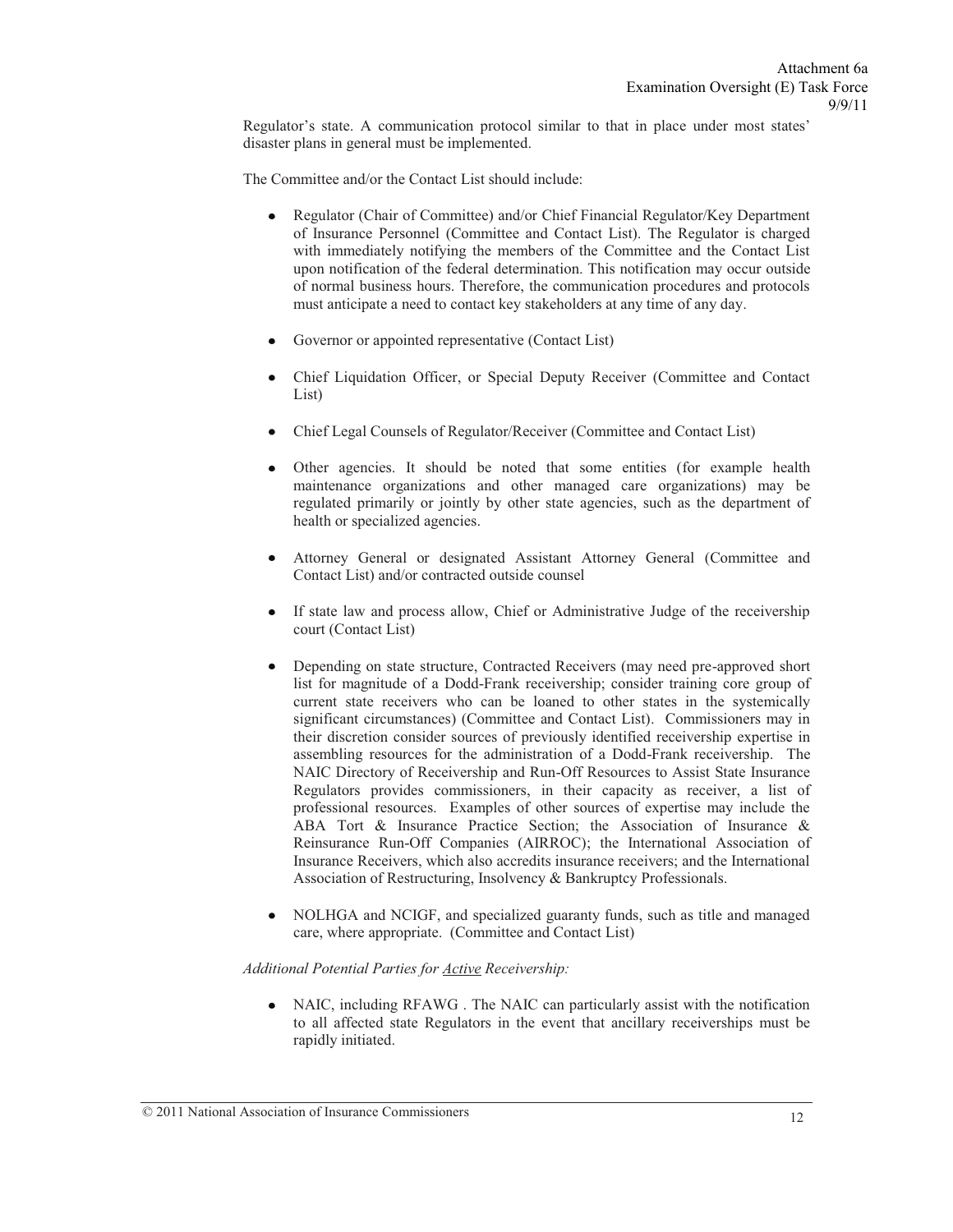Regulator's state. A communication protocol similar to that in place under most states' disaster plans in general must be implemented.

The Committee and/or the Contact List should include:

- Regulator (Chair of Committee) and/or Chief Financial Regulator/Key Department of Insurance Personnel (Committee and Contact List). The Regulator is charged with immediately notifying the members of the Committee and the Contact List upon notification of the federal determination. This notification may occur outside of normal business hours. Therefore, the communication procedures and protocols must anticipate a need to contact key stakeholders at any time of any day.

- Governor or appointed representative (Contact List)

- Chief Liquidation Officer, or Special Deputy Receiver (Committee and Contact List)

- Chief Legal Counsels of Regulator/Receiver (Committee and Contact List)

- Other agencies. It should be noted that some entities (for example health maintenance organizations and other managed care organizations) may be regulated primarily or jointly by other state agencies, such as the department of health or specialized agencies.

- Attorney General or designated Assistant Attorney General (Committee and Contact List) and/or contracted outside counsel

- If state law and process allow, Chief or Administrative Judge of the receivership court (Contact List)

- Depending on state structure, Contracted Receivers (may need pre-approved short list for magnitude of a Dodd-Frank receivership; consider training core group of current state receivers who can be loaned to other states in the systemically significant circumstances) (Committee and Contact List). Commissioners may in their discretion consider sources of previously identified receivership expertise in assembling resources for the administration of a Dodd-Frank receivership. The NAIC Directory of Receivership and Run-Off Resources to Assist State Insurance Regulators provides commissioners, in their capacity as receiver, a list of professional resources. Examples of other sources of expertise may include the ABA Tort & Insurance Practice Section; the Association of Insurance & Reinsurance Run-Off Companies (AIRROC); the International Association of Insurance Receivers, which also accredits insurance receivers; and the International Association of Restructuring, Insolvency & Bankruptcy Professionals.

- NOLHGA and NCIGF, and specialized guaranty funds, such as title and managed care, where appropriate. (Committee and Contact List)

*Additional Potential Parties for Active Receivership:*

- NAIC, including RFAWG . The NAIC can particularly assist with the notification to all affected state Regulators in the event that ancillary receiverships must be rapidly initiated.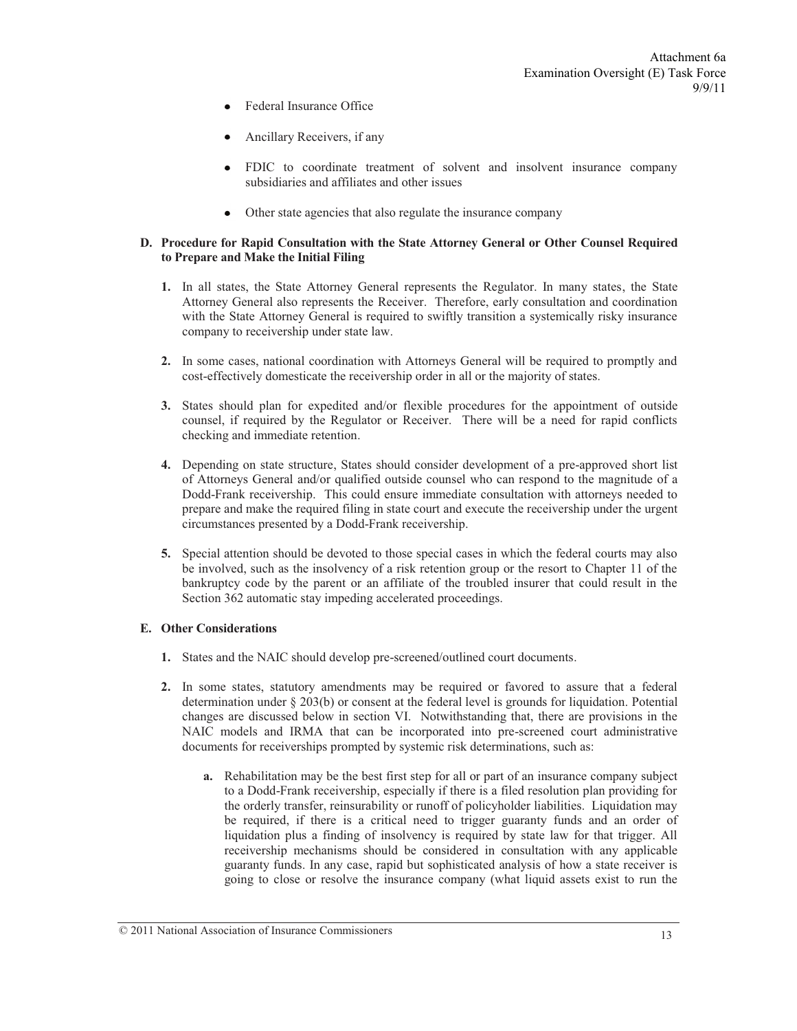- Federal Insurance Office
- Ancillary Receivers, if any
- FDIC to coordinate treatment of solvent and insolvent insurance company subsidiaries and affiliates and other issues
- Other state agencies that also regulate the insurance company

**D. Procedure for Rapid Consultation with the State Attorney General or Other Counsel Required to Prepare and Make the Initial Filing**

1. In all states, the State Attorney General represents the Regulator. In many states, the State Attorney General also represents the Receiver. Therefore, early consultation and coordination with the State Attorney General is required to swiftly transition a systemically risky insurance company to receivership under state law.

2. In some cases, national coordination with Attorneys General will be required to promptly and cost-effectively domesticate the receivership order in all or the majority of states.

3. States should plan for expedited and/or flexible procedures for the appointment of outside counsel, if required by the Regulator or Receiver. There will be a need for rapid conflicts checking and immediate retention.

4. Depending on state structure, States should consider development of a pre-approved short list of Attorneys General and/or qualified outside counsel who can respond to the magnitude of a Dodd-Frank receivership. This could ensure immediate consultation with attorneys needed to prepare and make the required filing in state court and execute the receivership under the urgent circumstances presented by a Dodd-Frank receivership.

5. Special attention should be devoted to those special cases in which the federal courts may also be involved, such as the insolvency of a risk retention group or the resort to Chapter 11 of the bankruptcy code by the parent or an affiliate of the troubled insurer that could result in the Section 362 automatic stay impeding accelerated proceedings.

**E. Other Considerations**

1. States and the NAIC should develop pre-screened/outlined court documents.

2. In some states, statutory amendments may be required or favored to assure that a federal determination under § 203(b) or consent at the federal level is grounds for liquidation. Potential changes are discussed below in section VI. Notwithstanding that, there are provisions in the NAIC models and IRMA that can be incorporated into pre-screened court administrative documents for receiverships prompted by systemic risk determinations, such as:

   a. Rehabilitation may be the best first step for all or part of an insurance company subject to a Dodd-Frank receivership, especially if there is a filed resolution plan providing for the orderly transfer, reinsurability or runoff of policyholder liabilities. Liquidation may be required, if there is a critical need to trigger guaranty funds and an order of liquidation plus a finding of insolvency is required by state law for that trigger. All receivership mechanisms should be considered in consultation with any applicable guaranty funds. In any case, rapid but sophisticated analysis of how a state receiver is going to close or resolve the insurance company (what liquid assets exist to run the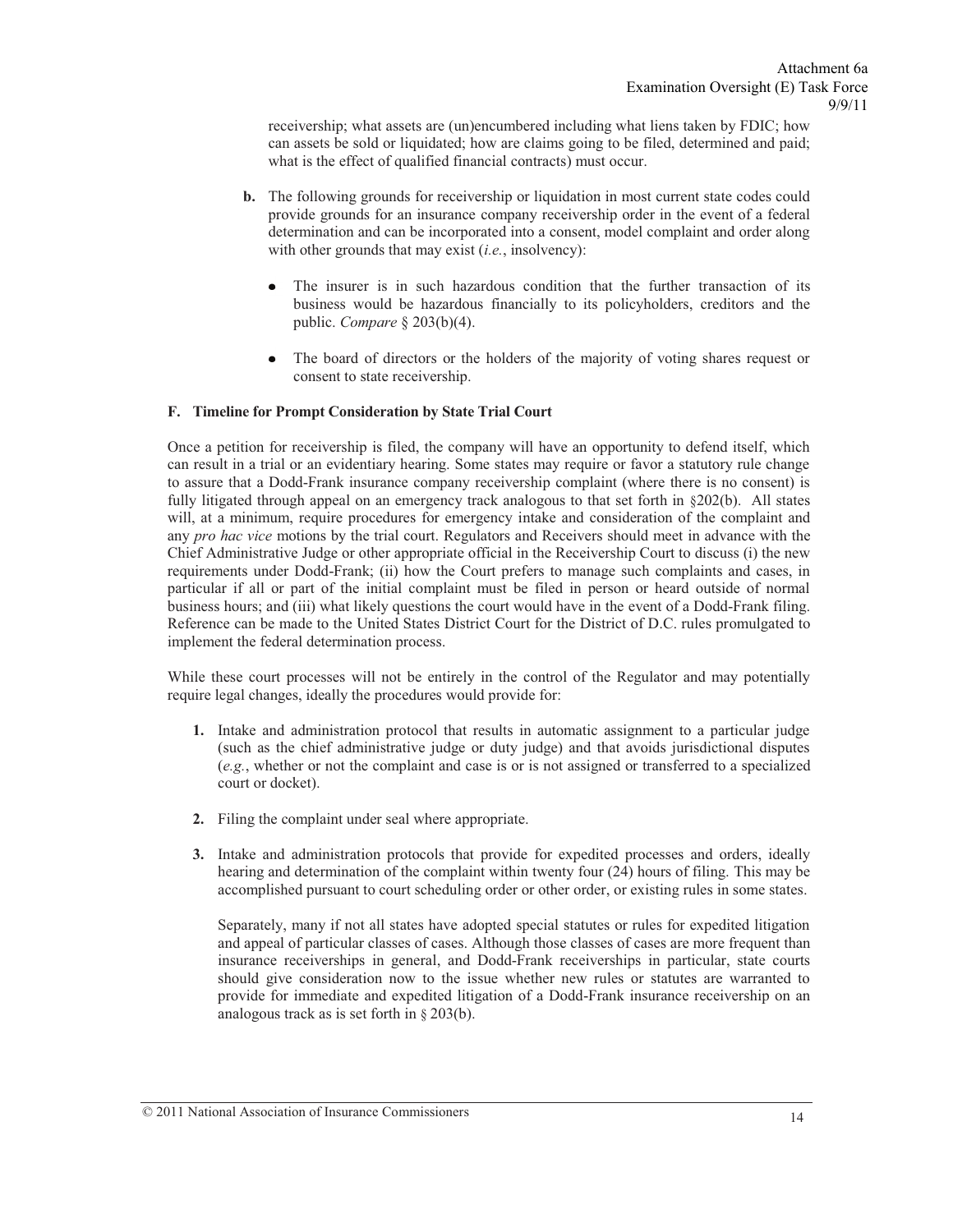receivership; what assets are (un)encumbered including what liens taken by FDIC; how can assets be sold or liquidated; how are claims going to be filed, determined and paid; what is the effect of qualified financial contracts) must occur.

**b.** The following grounds for receivership or liquidation in most current state codes could provide grounds for an insurance company receivership order in the event of a federal determination and can be incorporated into a consent, model complaint and order along with other grounds that may exist (*i.e.*, insolvency):

- The insurer is in such hazardous condition that the further transaction of its business would be hazardous financially to its policyholders, creditors and the public. *Compare* § 203(b)(4).
- The board of directors or the holders of the majority of voting shares request or consent to state receivership.

### F. Timeline for Prompt Consideration by State Trial Court

Once a petition for receivership is filed, the company will have an opportunity to defend itself, which can result in a trial or an evidentiary hearing. Some states may require or favor a statutory rule change to assure that a Dodd-Frank insurance company receivership complaint (where there is no consent) is fully litigated through appeal on an emergency track analogous to that set forth in §202(b). All states will, at a minimum, require procedures for emergency intake and consideration of the complaint and any *pro hac vice* motions by the trial court. Regulators and Receivers should meet in advance with the Chief Administrative Judge or other appropriate official in the Receivership Court to discuss (i) the new requirements under Dodd-Frank; (ii) how the Court prefers to manage such complaints and cases, in particular if all or part of the initial complaint must be filed in person or heard outside of normal business hours; and (iii) what likely questions the court would have in the event of a Dodd-Frank filing. Reference can be made to the United States District Court for the District of D.C. rules promulgated to implement the federal determination process.

While these court processes will not be entirely in the control of the Regulator and may potentially require legal changes, ideally the procedures would provide for:

**1.** Intake and administration protocol that results in automatic assignment to a particular judge (such as the chief administrative judge or duty judge) and that avoids jurisdictional disputes (*e.g.*, whether or not the complaint and case is or is not assigned or transferred to a specialized court or docket).

**2.** Filing the complaint under seal where appropriate.

**3.** Intake and administration protocols that provide for expedited processes and orders, ideally hearing and determination of the complaint within twenty four (24) hours of filing. This may be accomplished pursuant to court scheduling order or other order, or existing rules in some states.

Separately, many if not all states have adopted special statutes or rules for expedited litigation and appeal of particular classes of cases. Although those classes of cases are more frequent than insurance receiverships in general, and Dodd-Frank receiverships in particular, state courts should give consideration now to the issue whether new rules or statutes are warranted to provide for immediate and expedited litigation of a Dodd-Frank insurance receivership on an analogous track as is set forth in § 203(b).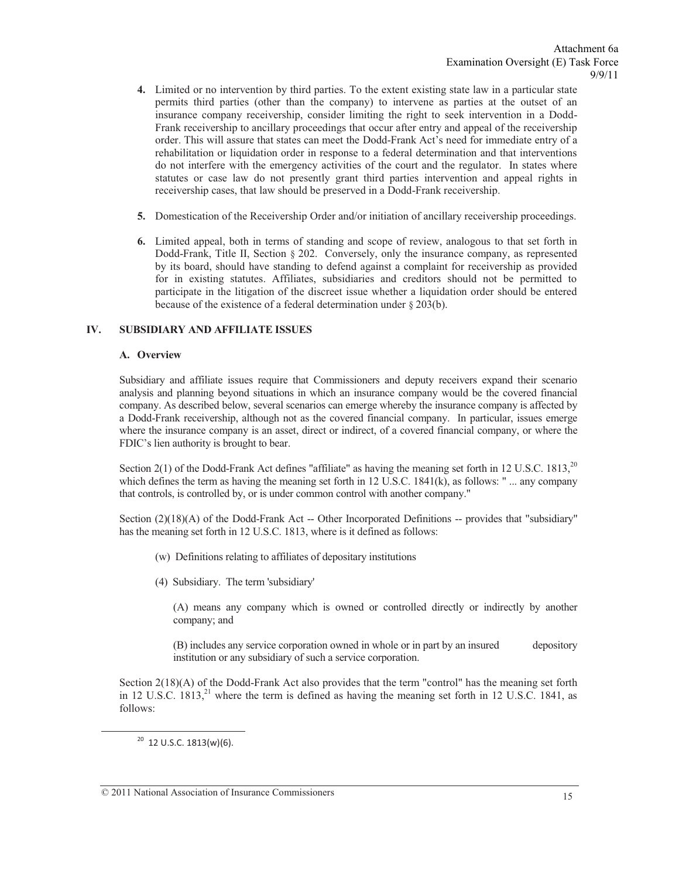4. **4.** Limited or no intervention by third parties. To the extent existing state law in a particular state permits third parties (other than the company) to intervene as parties at the outset of an insurance company receivership, consider limiting the right to seek intervention in a Dodd-Frank receivership to ancillary proceedings that occur after entry and appeal of the receivership order. This will assure that states can meet the Dodd-Frank Act's need for immediate entry of a rehabilitation or liquidation order in response to a federal determination and that interventions do not interfere with the emergency activities of the court and the regulator. In states where statutes or case law do not presently grant third parties intervention and appeal rights in receivership cases, that law should be preserved in a Dodd-Frank receivership.

5. **5.** Domestication of the Receivership Order and/or initiation of ancillary receivership proceedings.

6. **6.** Limited appeal, both in terms of standing and scope of review, analogous to that set forth in Dodd-Frank, Title II, Section § 202. Conversely, only the insurance company, as represented by its board, should have standing to defend against a complaint for receivership as provided for in existing statutes. Affiliates, subsidiaries and creditors should not be permitted to participate in the litigation of the discreet issue whether a liquidation order should be entered because of the existence of a federal determination under § 203(b).

## IV. SUBSIDIARY AND AFFILIATE ISSUES

### A. Overview

Subsidiary and affiliate issues require that Commissioners and deputy receivers expand their scenario analysis and planning beyond situations in which an insurance company would be the covered financial company. As described below, several scenarios can emerge whereby the insurance company is affected by a Dodd-Frank receivership, although not as the covered financial company. In particular, issues emerge where the insurance company is an asset, direct or indirect, of a covered financial company, or where the FDIC's lien authority is brought to bear.

Section 2(1) of the Dodd-Frank Act defines "affiliate" as having the meaning set forth in 12 U.S.C. 1813,[20] which defines the term as having the meaning set forth in 12 U.S.C. 1841(k), as follows: " ... any company that controls, is controlled by, or is under common control with another company."

Section (2)(18)(A) of the Dodd-Frank Act -- Other Incorporated Definitions -- provides that "subsidiary" has the meaning set forth in 12 U.S.C. 1813, where is it defined as follows:

> (w) Definitions relating to affiliates of depositary institutions
>
> (4) Subsidiary. The term 'subsidiary'
>
> (A) means any company which is owned or controlled directly or indirectly by another company; and
>
> (B) includes any service corporation owned in whole or in part by an insured depository institution or any subsidiary of such a service corporation.

Section 2(18)(A) of the Dodd-Frank Act also provides that the term "control" has the meaning set forth in 12 U.S.C. 1813,[21] where the term is defined as having the meaning set forth in 12 U.S.C. 1841, as follows:

---

[20] 12 U.S.C. 1813(w)(6).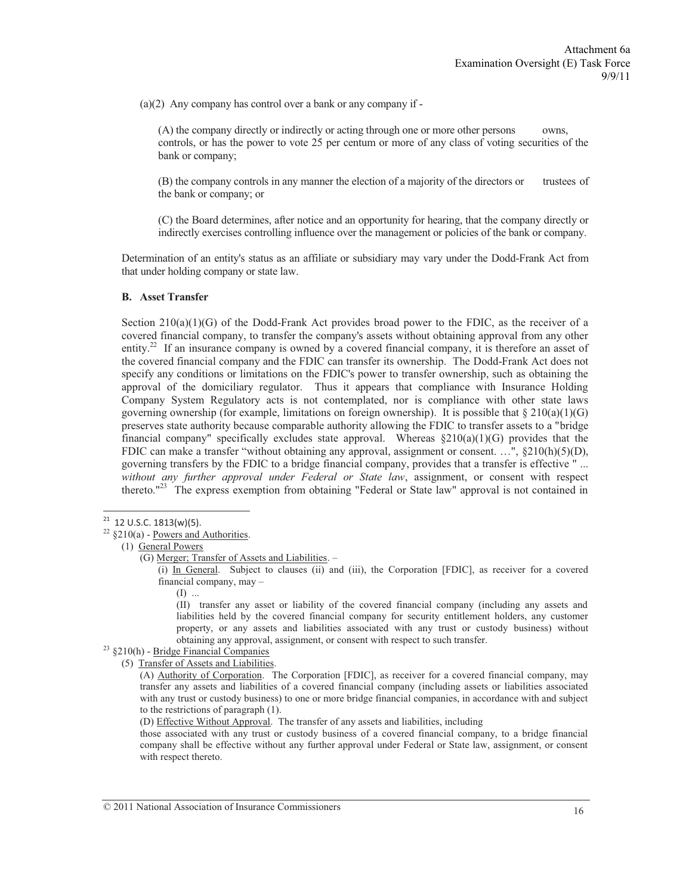(a)(2) Any company has control over a bank or any company if -

(A) the company directly or indirectly or acting through one or more other persons owns, controls, or has the power to vote 25 per centum or more of any class of voting securities of the bank or company;

(B) the company controls in any manner the election of a majority of the directors or trustees of the bank or company; or

(C) the Board determines, after notice and an opportunity for hearing, that the company directly or indirectly exercises controlling influence over the management or policies of the bank or company.

Determination of an entity's status as an affiliate or subsidiary may vary under the Dodd-Frank Act from that under holding company or state law.

### B. Asset Transfer

Section 210(a)(1)(G) of the Dodd-Frank Act provides broad power to the FDIC, as the receiver of a covered financial company, to transfer the company's assets without obtaining approval from any other entity.[22] If an insurance company is owned by a covered financial company, it is therefore an asset of the covered financial company and the FDIC can transfer its ownership. The Dodd-Frank Act does not specify any conditions or limitations on the FDIC's power to transfer ownership, such as obtaining the approval of the domiciliary regulator. Thus it appears that compliance with Insurance Holding Company System Regulatory acts is not contemplated, nor is compliance with other state laws governing ownership (for example, limitations on foreign ownership). It is possible that § 210(a)(1)(G) preserves state authority because comparable authority allowing the FDIC to transfer assets to a "bridge financial company" specifically excludes state approval. Whereas §210(a)(1)(G) provides that the FDIC can make a transfer "without obtaining any approval, assignment or consent. …", §210(h)(5)(D), governing transfers by the FDIC to a bridge financial company, provides that a transfer is effective " ... *without any further approval under Federal or State law*, assignment, or consent with respect thereto."[23] The express exemption from obtaining "Federal or State law" approval is not contained in

---

[21] 12 U.S.C. 1813(w)(5).

[22] §210(a) - Powers and Authorities.

(1) General Powers

(G) Merger; Transfer of Assets and Liabilities. –

(i) In General. Subject to clauses (ii) and (iii), the Corporation [FDIC], as receiver for a covered financial company, may –

(I) ...

(II) transfer any asset or liability of the covered financial company (including any assets and liabilities held by the covered financial company for security entitlement holders, any customer property, or any assets and liabilities associated with any trust or custody business) without obtaining any approval, assignment, or consent with respect to such transfer.

[23] §210(h) - Bridge Financial Companies

(5) Transfer of Assets and Liabilities.

(A) Authority of Corporation. The Corporation [FDIC], as receiver for a covered financial company, may transfer any assets and liabilities of a covered financial company (including assets or liabilities associated with any trust or custody business) to one or more bridge financial companies, in accordance with and subject to the restrictions of paragraph (1).

(D) Effective Without Approval. The transfer of any assets and liabilities, including those associated with any trust or custody business of a covered financial company, to a bridge financial company shall be effective without any further approval under Federal or State law, assignment, or consent with respect thereto.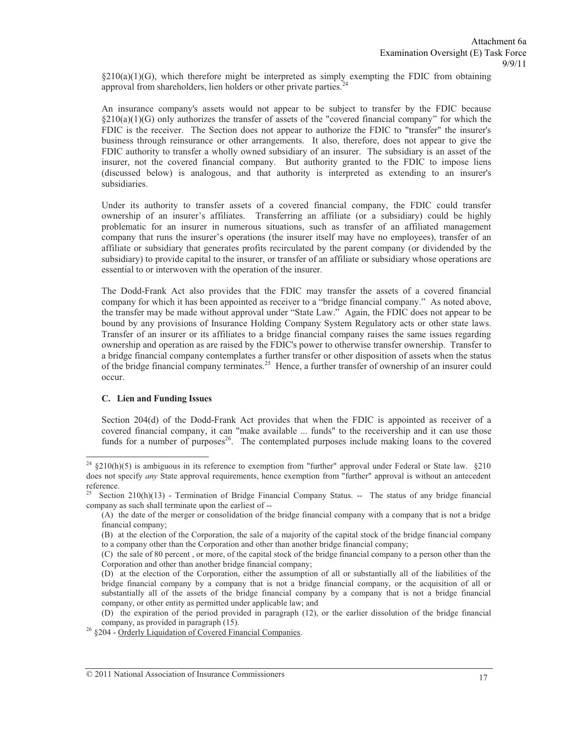§210(a)(1)(G), which therefore might be interpreted as simply exempting the FDIC from obtaining approval from shareholders, lien holders or other private parties.[24]

An insurance company's assets would not appear to be subject to transfer by the FDIC because §210(a)(1)(G) only authorizes the transfer of assets of the "covered financial company" for which the FDIC is the receiver. The Section does not appear to authorize the FDIC to "transfer" the insurer's business through reinsurance or other arrangements. It also, therefore, does not appear to give the FDIC authority to transfer a wholly owned subsidiary of an insurer. The subsidiary is an asset of the insurer, not the covered financial company. But authority granted to the FDIC to impose liens (discussed below) is analogous, and that authority is interpreted as extending to an insurer's subsidiaries.

Under its authority to transfer assets of a covered financial company, the FDIC could transfer ownership of an insurer's affiliates. Transferring an affiliate (or a subsidiary) could be highly problematic for an insurer in numerous situations, such as transfer of an affiliated management company that runs the insurer's operations (the insurer itself may have no employees), transfer of an affiliate or subsidiary that generates profits recirculated by the parent company (or dividended by the subsidiary) to provide capital to the insurer, or transfer of an affiliate or subsidiary whose operations are essential to or interwoven with the operation of the insurer.

The Dodd-Frank Act also provides that the FDIC may transfer the assets of a covered financial company for which it has been appointed as receiver to a "bridge financial company." As noted above, the transfer may be made without approval under "State Law." Again, the FDIC does not appear to be bound by any provisions of Insurance Holding Company System Regulatory acts or other state laws. Transfer of an insurer or its affiliates to a bridge financial company raises the same issues regarding ownership and operation as are raised by the FDIC's power to otherwise transfer ownership. Transfer to a bridge financial company contemplates a further transfer or other disposition of assets when the status of the bridge financial company terminates.[25] Hence, a further transfer of ownership of an insurer could occur.

### C. Lien and Funding Issues

Section 204(d) of the Dodd-Frank Act provides that when the FDIC is appointed as receiver of a covered financial company, it can "make available ... funds" to the receivership and it can use those funds for a number of purposes[26]. The contemplated purposes include making loans to the covered

---

[24] §210(h)(5) is ambiguous in its reference to exemption from "further" approval under Federal or State law. §210 does not specify *any* State approval requirements, hence exemption from "further" approval is without an antecedent reference.

[25] Section 210(h)(13) - Termination of Bridge Financial Company Status. -- The status of any bridge financial company as such shall terminate upon the earliest of --

(A) the date of the merger or consolidation of the bridge financial company with a company that is not a bridge financial company;

(B) at the election of the Corporation, the sale of a majority of the capital stock of the bridge financial company to a company other than the Corporation and other than another bridge financial company;

(C) the sale of 80 percent , or more, of the capital stock of the bridge financial company to a person other than the Corporation and other than another bridge financial company;

(D) at the election of the Corporation, either the assumption of all or substantially all of the liabilities of the bridge financial company by a company that is not a bridge financial company, or the acquisition of all or substantially all of the assets of the bridge financial company by a company that is not a bridge financial company, or other entity as permitted under applicable law; and

(D) the expiration of the period provided in paragraph (12), or the earlier dissolution of the bridge financial company, as provided in paragraph (15).

[26] §204 - Orderly Liquidation of Covered Financial Companies.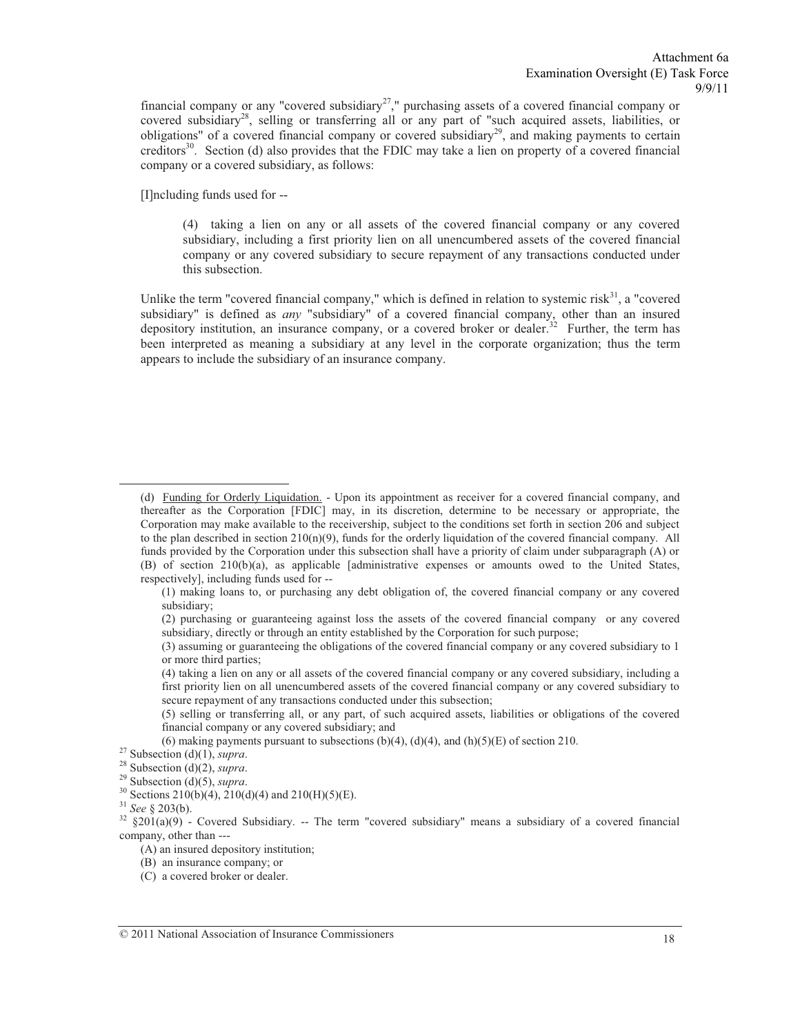financial company or any "covered subsidiary[27]," purchasing assets of a covered financial company or covered subsidiary[28], selling or transferring all or any part of "such acquired assets, liabilities, or obligations" of a covered financial company or covered subsidiary[29], and making payments to certain creditors[30]. Section (d) also provides that the FDIC may take a lien on property of a covered financial company or a covered subsidiary, as follows:

[I]ncluding funds used for --

> (4) taking a lien on any or all assets of the covered financial company or any covered subsidiary, including a first priority lien on all unencumbered assets of the covered financial company or any covered subsidiary to secure repayment of any transactions conducted under this subsection.

Unlike the term "covered financial company," which is defined in relation to systemic risk[31], a "covered subsidiary" is defined as *any* "subsidiary" of a covered financial company, other than an insured depository institution, an insurance company, or a covered broker or dealer.[32] Further, the term has been interpreted as meaning a subsidiary at any level in the corporate organization; thus the term appears to include the subsidiary of an insurance company.

---

(d) Funding for Orderly Liquidation. - Upon its appointment as receiver for a covered financial company, and thereafter as the Corporation [FDIC] may, in its discretion, determine to be necessary or appropriate, the Corporation may make available to the receivership, subject to the conditions set forth in section 206 and subject to the plan described in section 210(n)(9), funds for the orderly liquidation of the covered financial company. All funds provided by the Corporation under this subsection shall have a priority of claim under subparagraph (A) or (B) of section 210(b)(a), as applicable [administrative expenses or amounts owed to the United States, respectively], including funds used for --

(1) making loans to, or purchasing any debt obligation of, the covered financial company or any covered subsidiary;

(2) purchasing or guaranteeing against loss the assets of the covered financial company or any covered subsidiary, directly or through an entity established by the Corporation for such purpose;

(3) assuming or guaranteeing the obligations of the covered financial company or any covered subsidiary to 1 or more third parties;

(4) taking a lien on any or all assets of the covered financial company or any covered subsidiary, including a first priority lien on all unencumbered assets of the covered financial company or any covered subsidiary to secure repayment of any transactions conducted under this subsection;

(5) selling or transferring all, or any part, of such acquired assets, liabilities or obligations of the covered financial company or any covered subsidiary; and

(6) making payments pursuant to subsections (b)(4), (d)(4), and (h)(5)(E) of section 210.

[27] Subsection (d)(1), *supra*.

[28] Subsection (d)(2), *supra*.

[29] Subsection (d)(5), *supra*.

[30] Sections 210(b)(4), 210(d)(4) and 210(H)(5)(E).

[31] *See* § 203(b).

[32] §201(a)(9) - Covered Subsidiary. -- The term "covered subsidiary" means a subsidiary of a covered financial company, other than ---

(A) an insured depository institution;

(B) an insurance company; or

(C) a covered broker or dealer.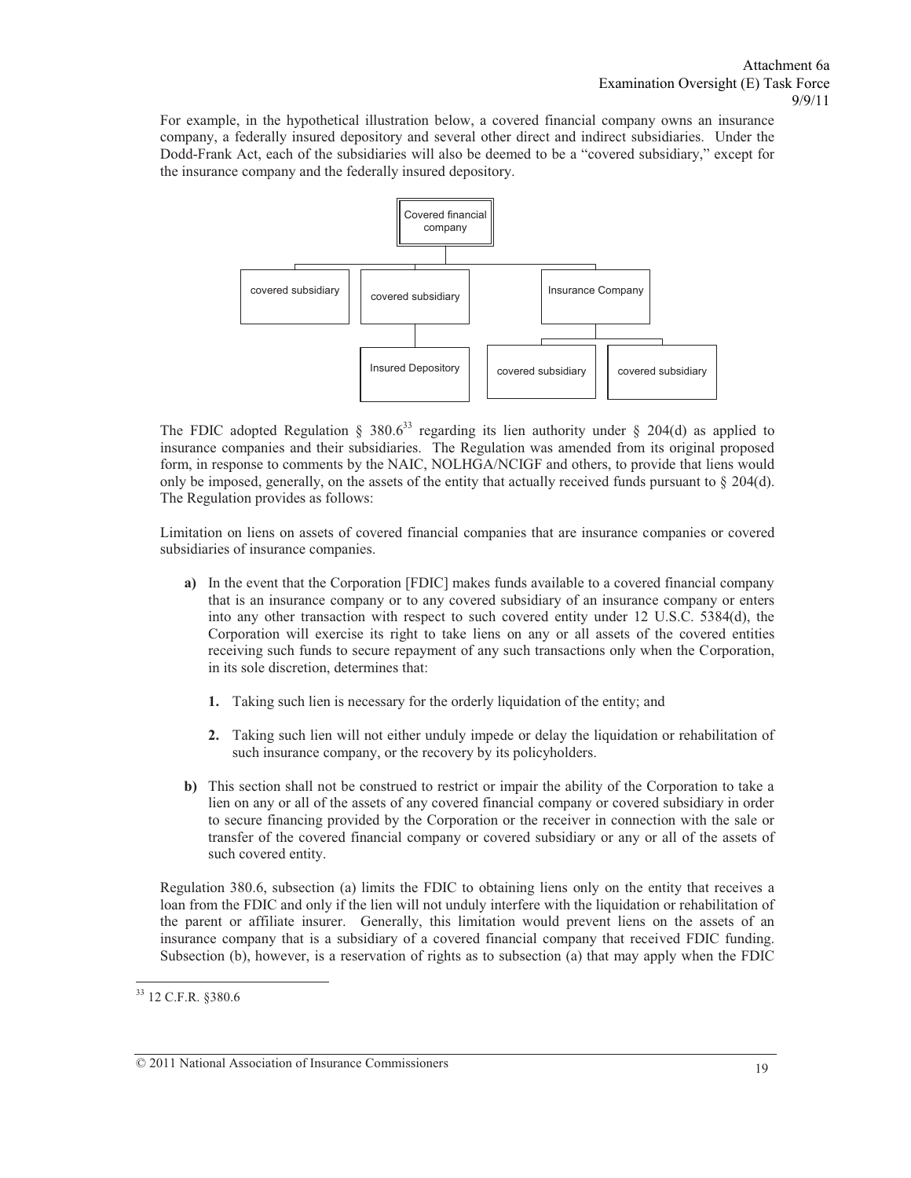For example, in the hypothetical illustration below, a covered financial company owns an insurance company, a federally insured depository and several other direct and indirect subsidiaries. Under the Dodd-Frank Act, each of the subsidiaries will also be deemed to be a "covered subsidiary," except for the insurance company and the federally insured depository.

Covered financial company

covered subsidiary

covered subsidiary

Insurance Company

Insured Depository

covered subsidiary

covered subsidiary

The FDIC adopted Regulation § 380.6[33] regarding its lien authority under § 204(d) as applied to insurance companies and their subsidiaries. The Regulation was amended from its original proposed form, in response to comments by the NAIC, NOLHGA/NCIGF and others, to provide that liens would only be imposed, generally, on the assets of the entity that actually received funds pursuant to § 204(d). The Regulation provides as follows:

Limitation on liens on assets of covered financial companies that are insurance companies or covered subsidiaries of insurance companies.

**a)** In the event that the Corporation [FDIC] makes funds available to a covered financial company that is an insurance company or to any covered subsidiary of an insurance company or enters into any other transaction with respect to such covered entity under 12 U.S.C. 5384(d), the Corporation will exercise its right to take liens on any or all assets of the covered entities receiving such funds to secure repayment of any such transactions only when the Corporation, in its sole discretion, determines that:

   **1.** Taking such lien is necessary for the orderly liquidation of the entity; and

   **2.** Taking such lien will not either unduly impede or delay the liquidation or rehabilitation of such insurance company, or the recovery by its policyholders.

**b)** This section shall not be construed to restrict or impair the ability of the Corporation to take a lien on any or all of the assets of any covered financial company or covered subsidiary in order to secure financing provided by the Corporation or the receiver in connection with the sale or transfer of the covered financial company or covered subsidiary or any or all of the assets of such covered entity.

Regulation 380.6, subsection (a) limits the FDIC to obtaining liens only on the entity that receives a loan from the FDIC and only if the lien will not unduly interfere with the liquidation or rehabilitation of the parent or affiliate insurer. Generally, this limitation would prevent liens on the assets of an insurance company that is a subsidiary of a covered financial company that received FDIC funding. Subsection (b), however, is a reservation of rights as to subsection (a) that may apply when the FDIC

[33] 12 C.F.R. §380.6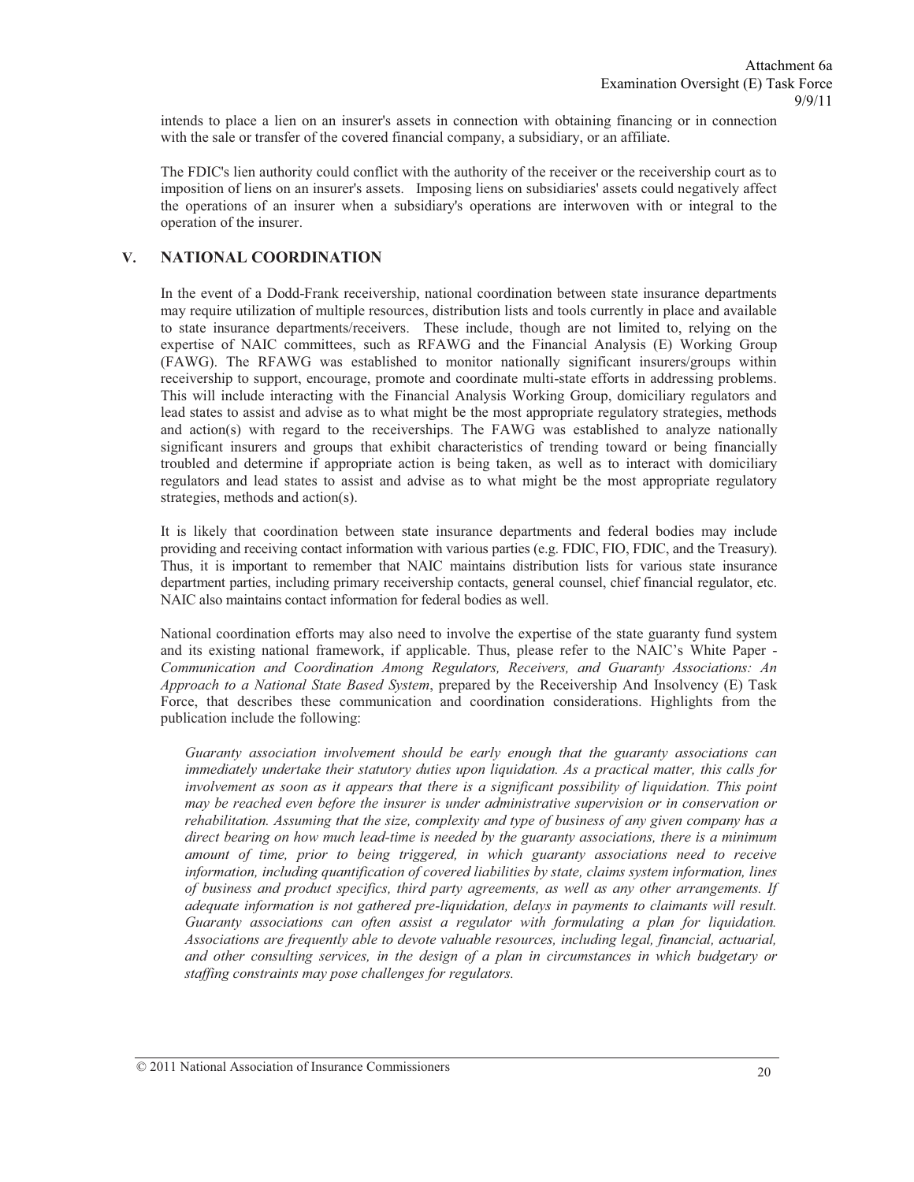intends to place a lien on an insurer's assets in connection with obtaining financing or in connection with the sale or transfer of the covered financial company, a subsidiary, or an affiliate.

The FDIC's lien authority could conflict with the authority of the receiver or the receivership court as to imposition of liens on an insurer's assets. Imposing liens on subsidiaries' assets could negatively affect the operations of an insurer when a subsidiary's operations are interwoven with or integral to the operation of the insurer.

## V. NATIONAL COORDINATION

In the event of a Dodd-Frank receivership, national coordination between state insurance departments may require utilization of multiple resources, distribution lists and tools currently in place and available to state insurance departments/receivers. These include, though are not limited to, relying on the expertise of NAIC committees, such as RFAWG and the Financial Analysis (E) Working Group (FAWG). The RFAWG was established to monitor nationally significant insurers/groups within receivership to support, encourage, promote and coordinate multi-state efforts in addressing problems. This will include interacting with the Financial Analysis Working Group, domiciliary regulators and lead states to assist and advise as to what might be the most appropriate regulatory strategies, methods and action(s) with regard to the receiverships. The FAWG was established to analyze nationally significant insurers and groups that exhibit characteristics of trending toward or being financially troubled and determine if appropriate action is being taken, as well as to interact with domiciliary regulators and lead states to assist and advise as to what might be the most appropriate regulatory strategies, methods and action(s).

It is likely that coordination between state insurance departments and federal bodies may include providing and receiving contact information with various parties (e.g. FDIC, FIO, FDIC, and the Treasury). Thus, it is important to remember that NAIC maintains distribution lists for various state insurance department parties, including primary receivership contacts, general counsel, chief financial regulator, etc. NAIC also maintains contact information for federal bodies as well.

National coordination efforts may also need to involve the expertise of the state guaranty fund system and its existing national framework, if applicable. Thus, please refer to the NAIC's White Paper - *Communication and Coordination Among Regulators, Receivers, and Guaranty Associations: An Approach to a National State Based System*, prepared by the Receivership And Insolvency (E) Task Force, that describes these communication and coordination considerations. Highlights from the publication include the following:

> *Guaranty association involvement should be early enough that the guaranty associations can immediately undertake their statutory duties upon liquidation. As a practical matter, this calls for involvement as soon as it appears that there is a significant possibility of liquidation. This point may be reached even before the insurer is under administrative supervision or in conservation or rehabilitation. Assuming that the size, complexity and type of business of any given company has a direct bearing on how much lead-time is needed by the guaranty associations, there is a minimum amount of time, prior to being triggered, in which guaranty associations need to receive information, including quantification of covered liabilities by state, claims system information, lines of business and product specifics, third party agreements, as well as any other arrangements. If adequate information is not gathered pre-liquidation, delays in payments to claimants will result. Guaranty associations can often assist a regulator with formulating a plan for liquidation. Associations are frequently able to devote valuable resources, including legal, financial, actuarial, and other consulting services, in the design of a plan in circumstances in which budgetary or staffing constraints may pose challenges for regulators.*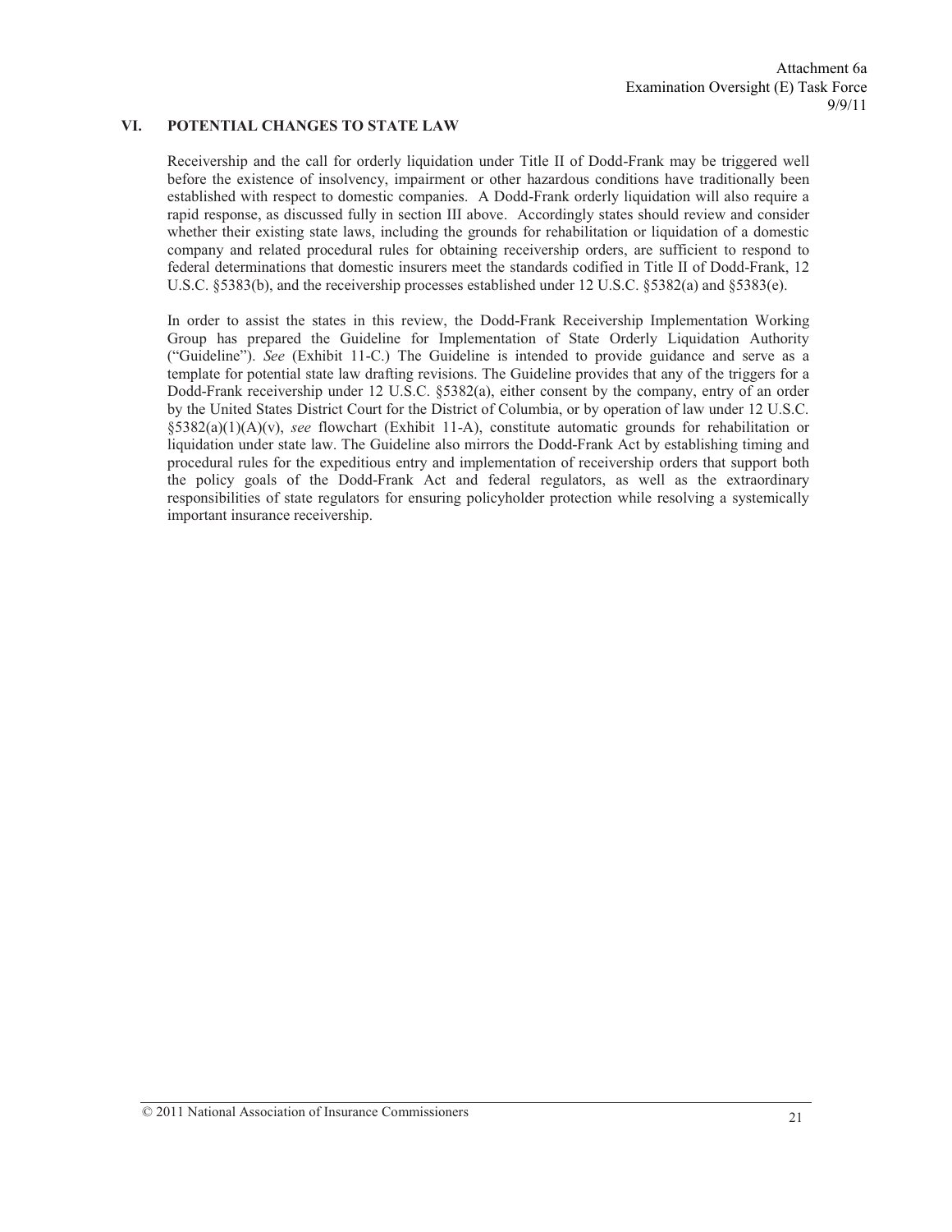## VI. POTENTIAL CHANGES TO STATE LAW

Receivership and the call for orderly liquidation under Title II of Dodd-Frank may be triggered well before the existence of insolvency, impairment or other hazardous conditions have traditionally been established with respect to domestic companies. A Dodd-Frank orderly liquidation will also require a rapid response, as discussed fully in section III above. Accordingly states should review and consider whether their existing state laws, including the grounds for rehabilitation or liquidation of a domestic company and related procedural rules for obtaining receivership orders, are sufficient to respond to federal determinations that domestic insurers meet the standards codified in Title II of Dodd-Frank, 12 U.S.C. §5383(b), and the receivership processes established under 12 U.S.C. §5382(a) and §5383(e).

In order to assist the states in this review, the Dodd-Frank Receivership Implementation Working Group has prepared the Guideline for Implementation of State Orderly Liquidation Authority ("Guideline"). *See* (Exhibit 11-C.) The Guideline is intended to provide guidance and serve as a template for potential state law drafting revisions. The Guideline provides that any of the triggers for a Dodd-Frank receivership under 12 U.S.C. §5382(a), either consent by the company, entry of an order by the United States District Court for the District of Columbia, or by operation of law under 12 U.S.C. §5382(a)(1)(A)(v), *see* flowchart (Exhibit 11-A), constitute automatic grounds for rehabilitation or liquidation under state law. The Guideline also mirrors the Dodd-Frank Act by establishing timing and procedural rules for the expeditious entry and implementation of receivership orders that support both the policy goals of the Dodd-Frank Act and federal regulators, as well as the extraordinary responsibilities of state regulators for ensuring policyholder protection while resolving a systemically important insurance receivership.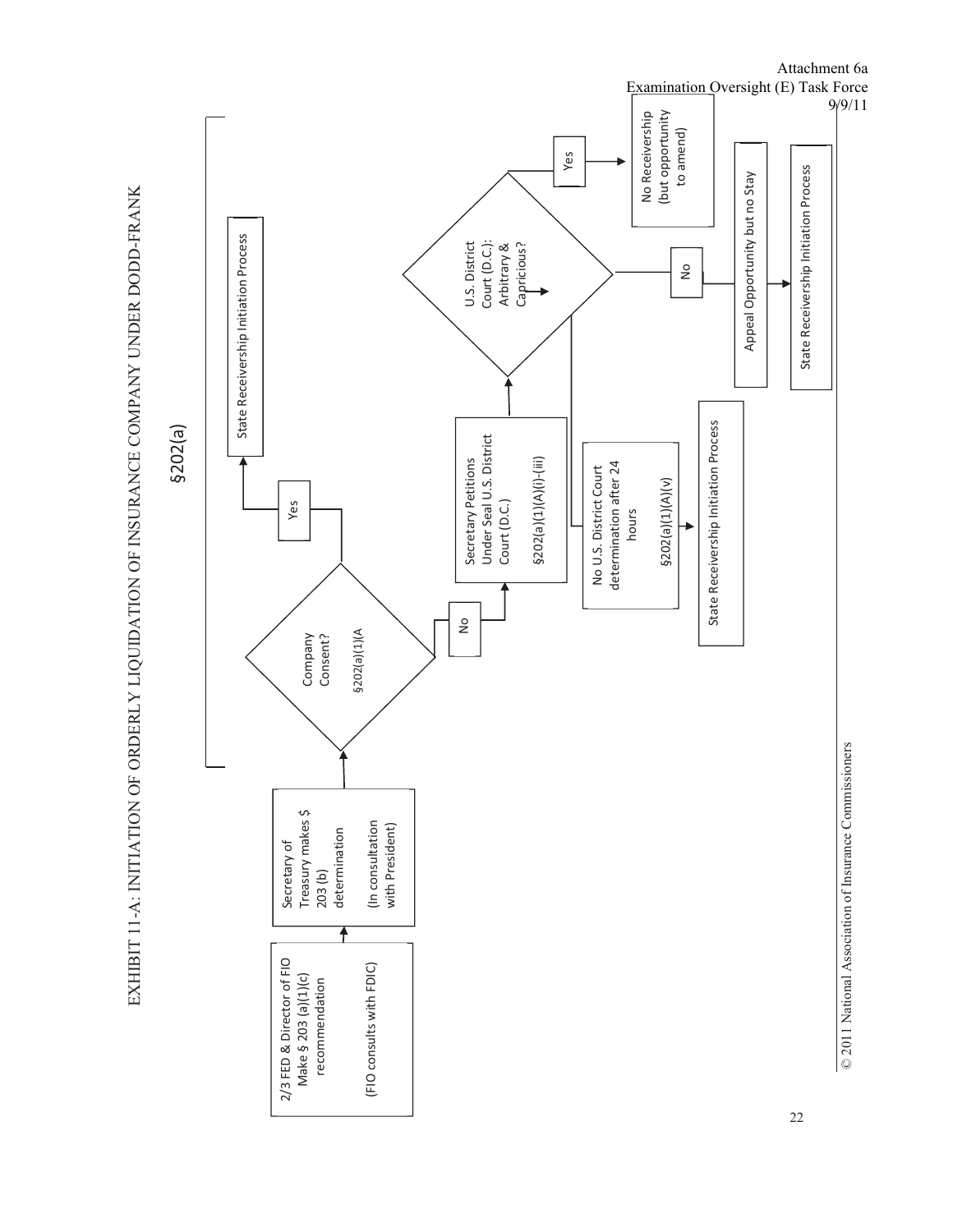# EXHIBIT 11-A: INITIATION OF ORDERLY LIQUIDATION OF INSURANCE COMPANY UNDER DODD-FRANK

§202(a)

2/3 FED & Director of FIO Make § 203 (a)(1)(c) recommendation

(FIO consults with FDIC)

Secretary of Treasury makes § 203 (b) determination

(In consultation with President)

Company Consent?

§202(a)(1)(A

Yes

State Receivership Initiation Process

No

Secretary Petitions Under Seal U.S. District Court (D.C.)

§202(a)(1)(A)(i)-(iii)

U.S. District Court (D.C.): Arbitrary & Capricious?

Yes

No Receivership (but opportunity to amend)

No

Appeal Opportunity but no Stay

State Receivership Initiation Process

No U.S. District Court determination after 24 hours

§202(a)(1)(A)(v)

State Receivership Initiation Process

© 2011 National Association of Insurance Commissioners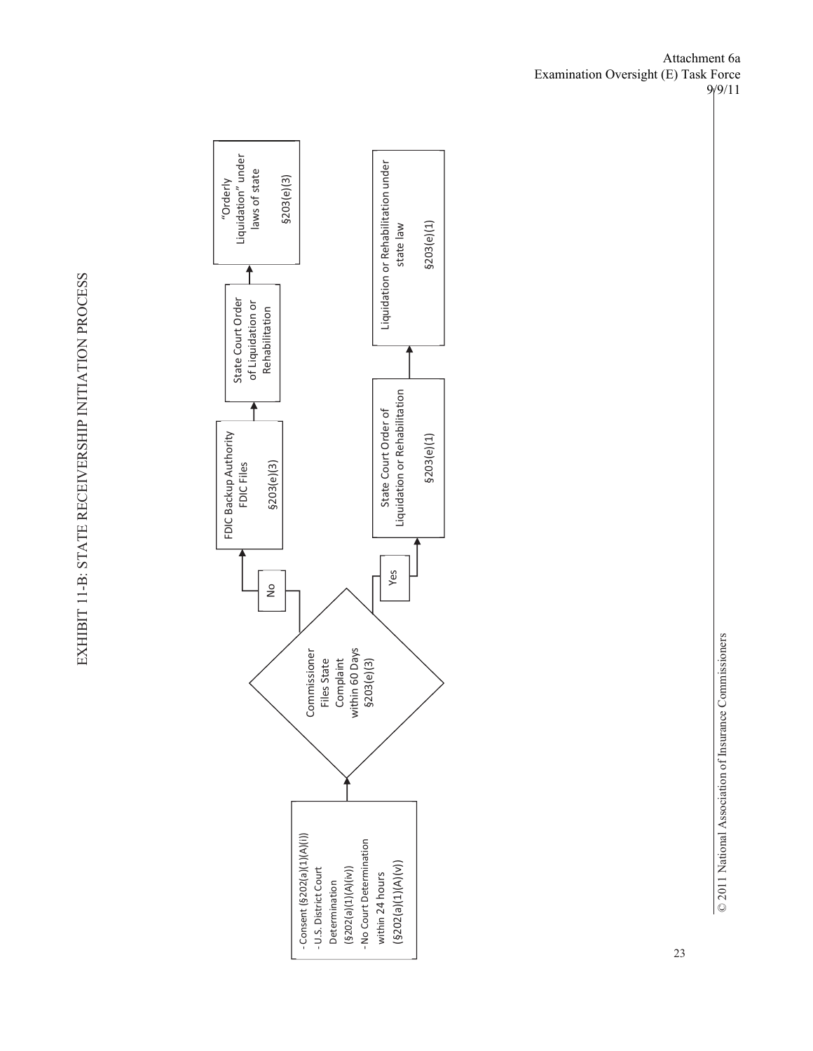# EXHIBIT 11-B: STATE RECEIVERSHIP INITIATION PROCESS

- Consent (§202(a)(1)(A)(i))
- U.S. District Court Determination (§202(a)(1)(A)(iv))
- No Court Determination within 24 hours (§202(a)(1)(A)(v))

↓

**Commissioner Files State Complaint within 60 Days §203(e)(3)**

**No** → FDIC Backup Authority FDIC Files §203(e)(3) → State Court Order of Liquidation or Rehabilitation → "Orderly Liquidation" under laws of state §203(e)(3)

**Yes** → State Court Order of Liquidation or Rehabilitation §203(e)(1) → Liquidation or Rehabilitation under state law §203(e)(1)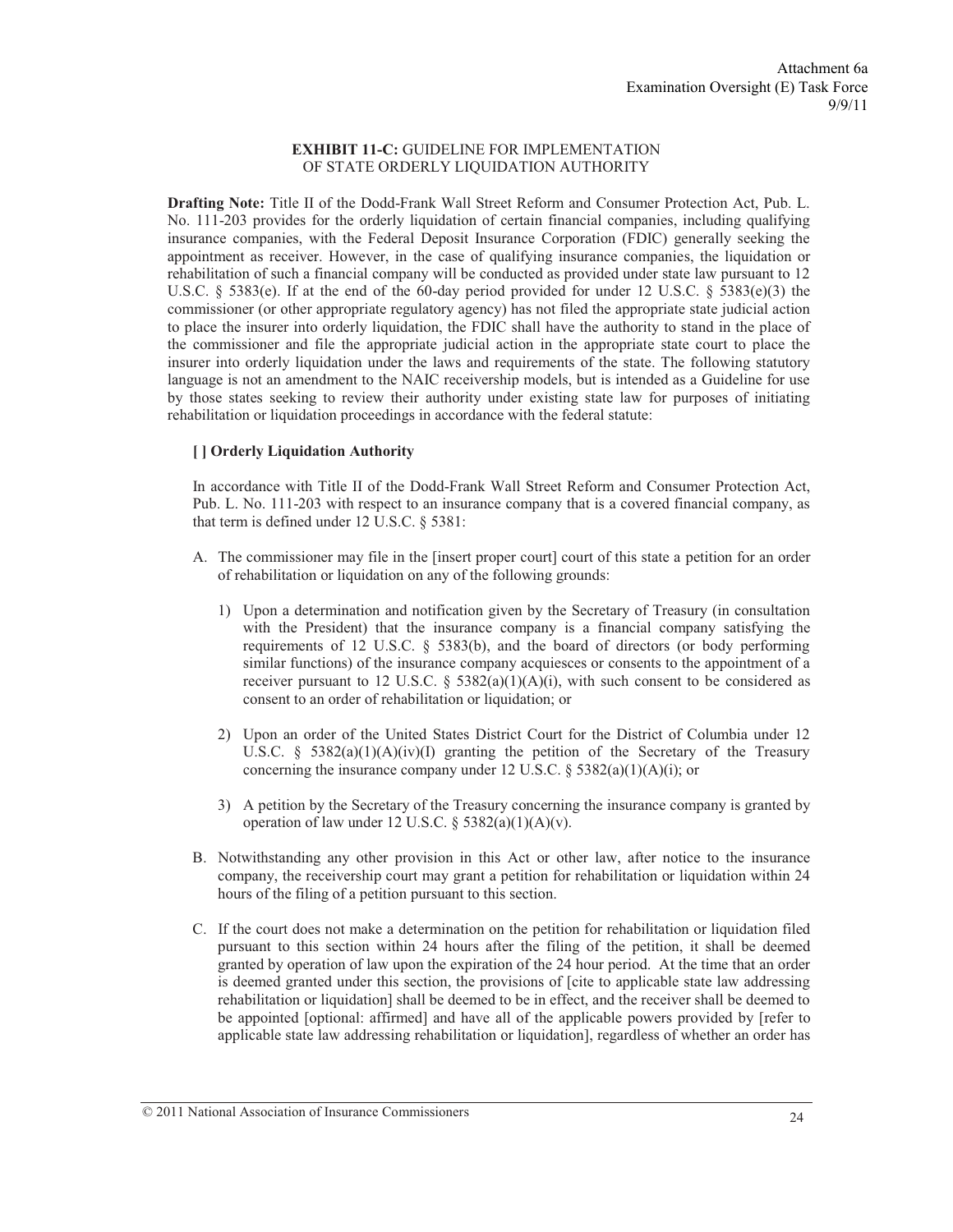Attachment 6a
Examination Oversight (E) Task Force
9/9/11

**EXHIBIT 11-C:** GUIDELINE FOR IMPLEMENTATION OF STATE ORDERLY LIQUIDATION AUTHORITY

**Drafting Note:** Title II of the Dodd-Frank Wall Street Reform and Consumer Protection Act, Pub. L. No. 111-203 provides for the orderly liquidation of certain financial companies, including qualifying insurance companies, with the Federal Deposit Insurance Corporation (FDIC) generally seeking the appointment as receiver. However, in the case of qualifying insurance companies, the liquidation or rehabilitation of such a financial company will be conducted as provided under state law pursuant to 12 U.S.C. § 5383(e). If at the end of the 60-day period provided for under 12 U.S.C. § 5383(e)(3) the commissioner (or other appropriate regulatory agency) has not filed the appropriate state judicial action to place the insurer into orderly liquidation, the FDIC shall have the authority to stand in the place of the commissioner and file the appropriate judicial action in the appropriate state court to place the insurer into orderly liquidation under the laws and requirements of the state. The following statutory language is not an amendment to the NAIC receivership models, but is intended as a Guideline for use by those states seeking to review their authority under existing state law for purposes of initiating rehabilitation or liquidation proceedings in accordance with the federal statute:

**[ ] Orderly Liquidation Authority**

In accordance with Title II of the Dodd-Frank Wall Street Reform and Consumer Protection Act, Pub. L. No. 111-203 with respect to an insurance company that is a covered financial company, as that term is defined under 12 U.S.C. § 5381:

A. The commissioner may file in the [insert proper court] court of this state a petition for an order of rehabilitation or liquidation on any of the following grounds:

   1) Upon a determination and notification given by the Secretary of Treasury (in consultation with the President) that the insurance company is a financial company satisfying the requirements of 12 U.S.C. § 5383(b), and the board of directors (or body performing similar functions) of the insurance company acquiesces or consents to the appointment of a receiver pursuant to 12 U.S.C. § 5382(a)(1)(A)(i), with such consent to be considered as consent to an order of rehabilitation or liquidation; or

   2) Upon an order of the United States District Court for the District of Columbia under 12 U.S.C. § 5382(a)(1)(A)(iv)(I) granting the petition of the Secretary of the Treasury concerning the insurance company under 12 U.S.C. § 5382(a)(1)(A)(i); or

   3) A petition by the Secretary of the Treasury concerning the insurance company is granted by operation of law under 12 U.S.C. § 5382(a)(1)(A)(v).

B. Notwithstanding any other provision in this Act or other law, after notice to the insurance company, the receivership court may grant a petition for rehabilitation or liquidation within 24 hours of the filing of a petition pursuant to this section.

C. If the court does not make a determination on the petition for rehabilitation or liquidation filed pursuant to this section within 24 hours after the filing of the petition, it shall be deemed granted by operation of law upon the expiration of the 24 hour period. At the time that an order is deemed granted under this section, the provisions of [cite to applicable state law addressing rehabilitation or liquidation] shall be deemed to be in effect, and the receiver shall be deemed to be appointed [optional: affirmed] and have all of the applicable powers provided by [refer to applicable state law addressing rehabilitation or liquidation], regardless of whether an order has

© 2011 National Association of Insurance Commissioners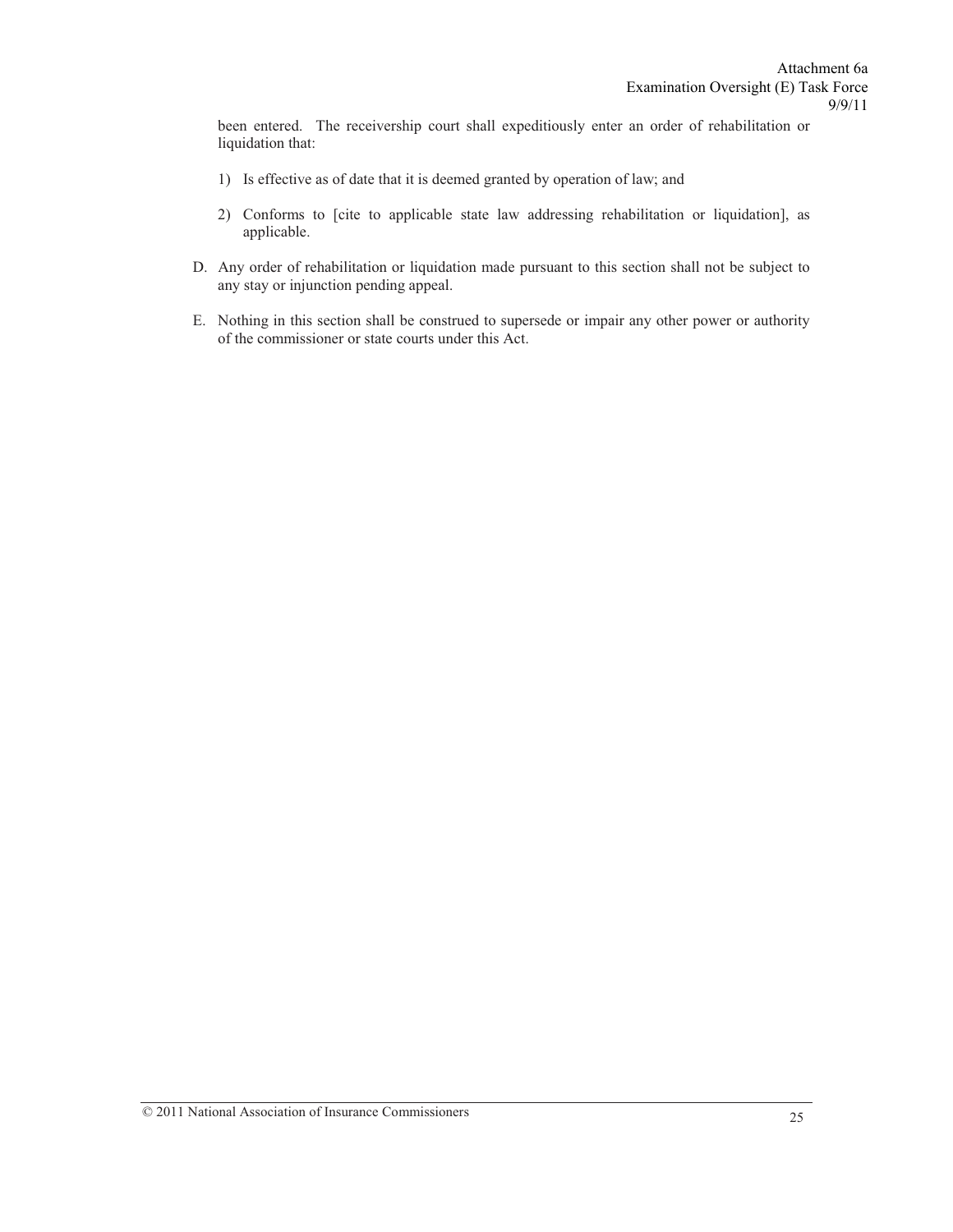been entered. The receivership court shall expeditiously enter an order of rehabilitation or liquidation that:

1) Is effective as of date that it is deemed granted by operation of law; and

2) Conforms to [cite to applicable state law addressing rehabilitation or liquidation], as applicable.

D. Any order of rehabilitation or liquidation made pursuant to this section shall not be subject to any stay or injunction pending appeal.

E. Nothing in this section shall be construed to supersede or impair any other power or authority of the commissioner or state courts under this Act.